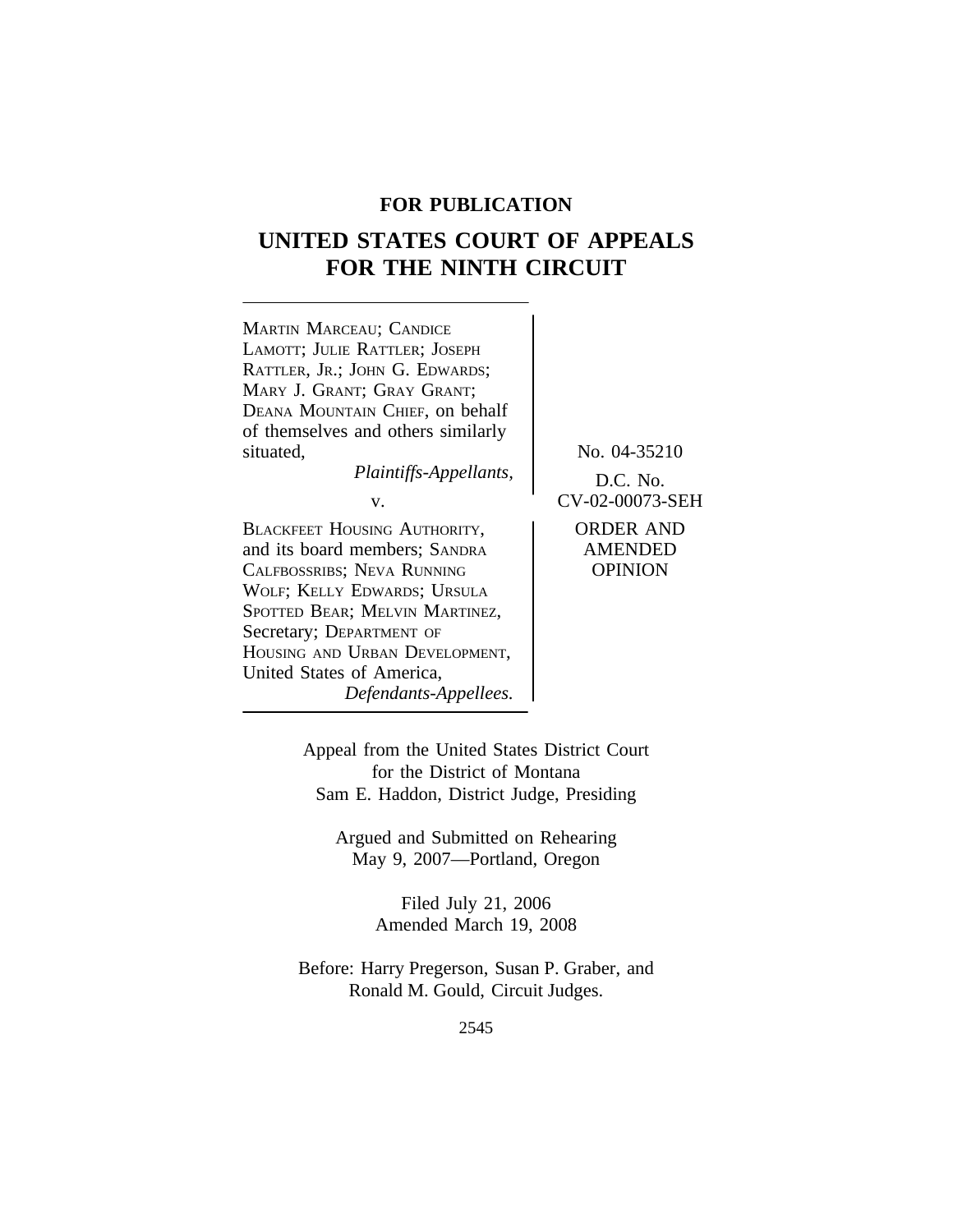**FOR PUBLICATION**

# UNITED STATES COURT OF APPEALS FOR THE NINTH CIRCUIT

MARTIN MARCEAU; CANDICE LAMOTT; JULIE RATTLER; JOSEPH RATTLER, JR.; JOHN G. EDWARDS; MARY J. GRANT; GRAY GRANT; DEANA MOUNTAIN CHIEF, on behalf of themselves and others similarly situated,

*Plaintiffs-Appellants,*

v.

BLACKFEET HOUSING AUTHORITY, and its board members; SANDRA CALFBOSSRIBS; NEVA RUNNING WOLF; KELLY EDWARDS; URSULA SPOTTED BEAR; MELVIN MARTINEZ, Secretary; DEPARTMENT OF HOUSING AND URBAN DEVELOPMENT, United States of America,

*Defendants-Appellees.*

No. 04-35210

D.C. No. CV-02-00073-SEH

ORDER AND AMENDED OPINION

Appeal from the United States District Court for the District of Montana
Sam E. Haddon, District Judge, Presiding

Argued and Submitted on Rehearing
May 9, 2007—Portland, Oregon

Filed July 21, 2006
Amended March 19, 2008

Before: Harry Pregerson, Susan P. Graber, and Ronald M. Gould, Circuit Judges.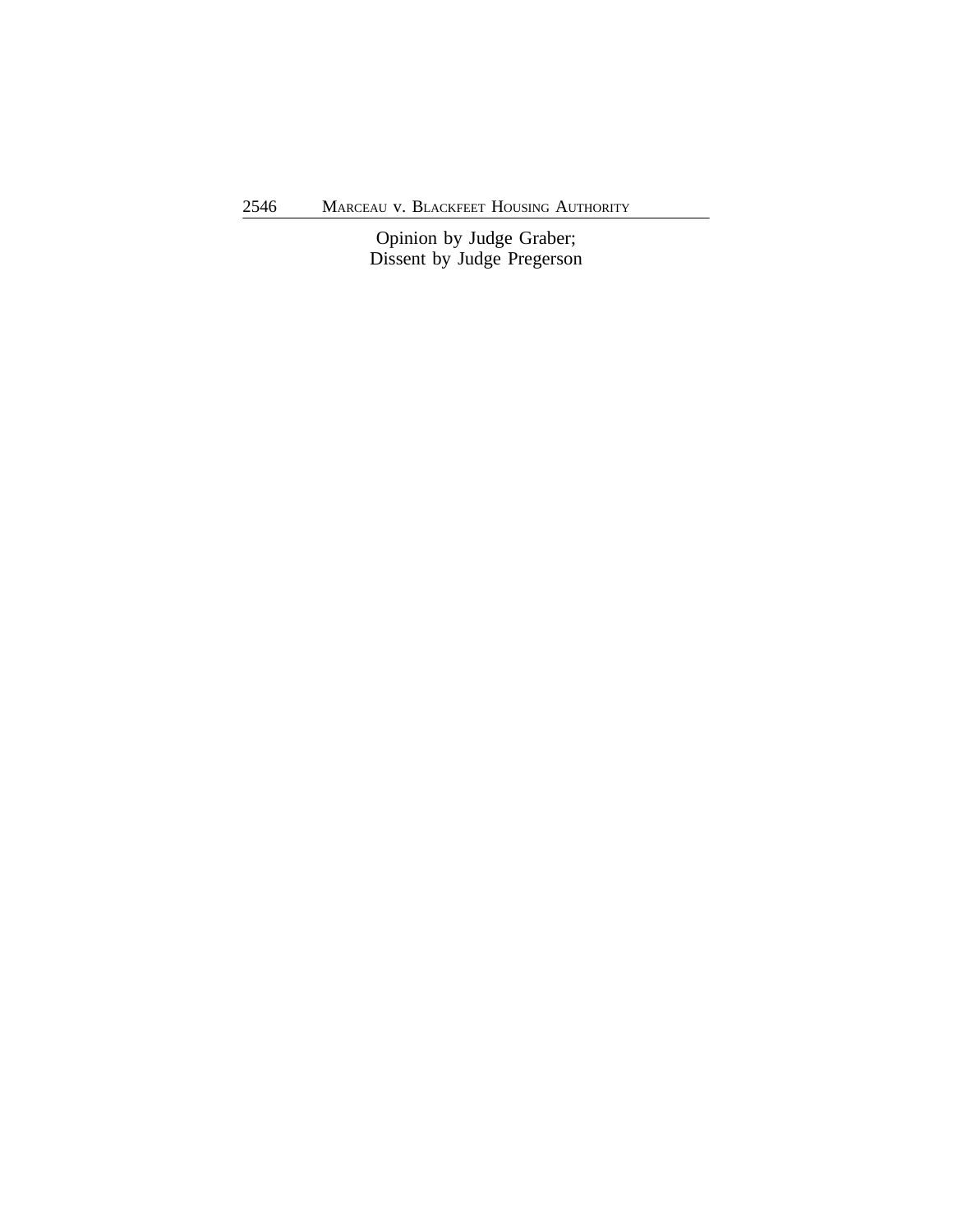Opinion by Judge Graber;
Dissent by Judge Pregerson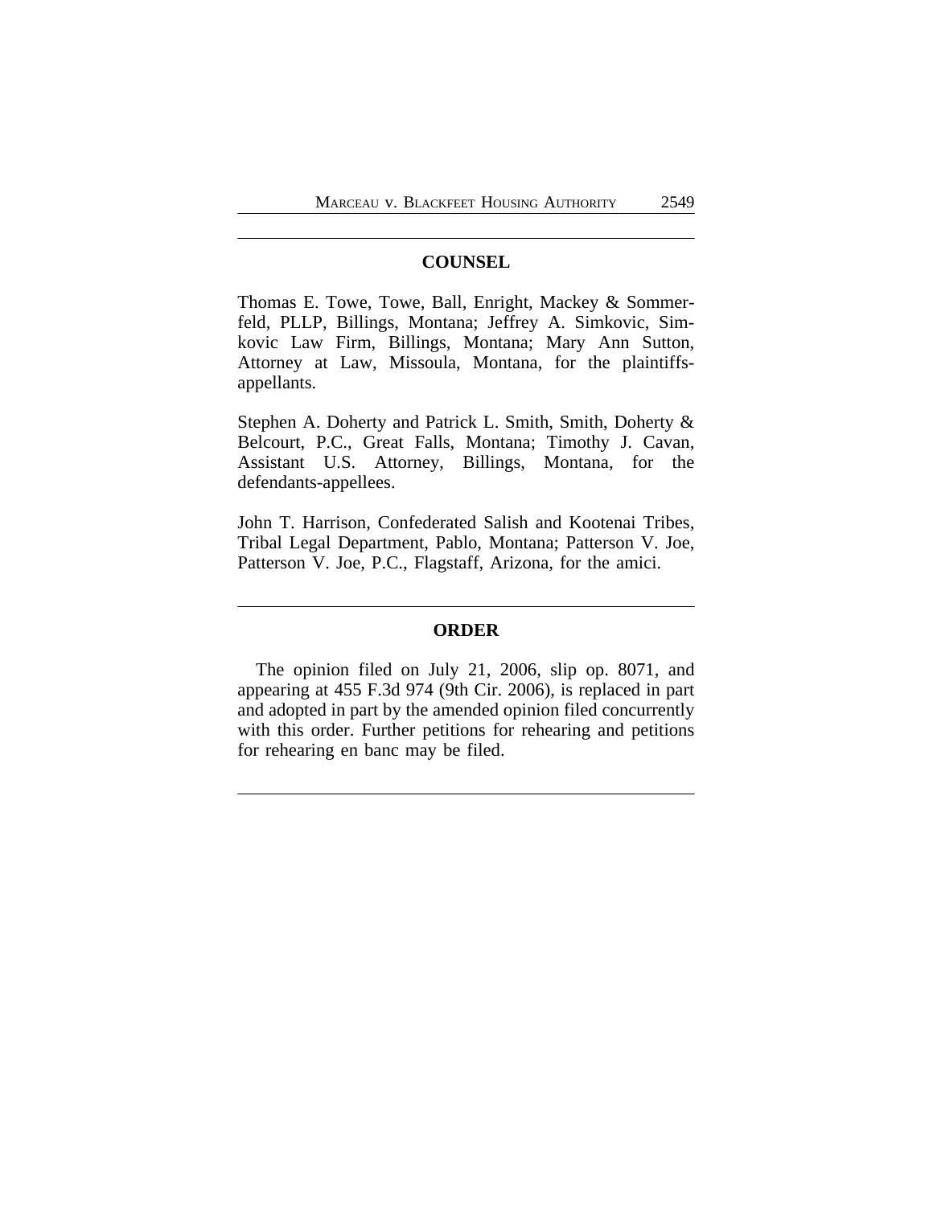## COUNSEL

Thomas E. Towe, Towe, Ball, Enright, Mackey & Sommerfeld, PLLP, Billings, Montana; Jeffrey A. Simkovic, Simkovic Law Firm, Billings, Montana; Mary Ann Sutton, Attorney at Law, Missoula, Montana, for the plaintiffs-appellants.

Stephen A. Doherty and Patrick L. Smith, Smith, Doherty & Belcourt, P.C., Great Falls, Montana; Timothy J. Cavan, Assistant U.S. Attorney, Billings, Montana, for the defendants-appellees.

John T. Harrison, Confederated Salish and Kootenai Tribes, Tribal Legal Department, Pablo, Montana; Patterson V. Joe, Patterson V. Joe, P.C., Flagstaff, Arizona, for the amici.

## ORDER

The opinion filed on July 21, 2006, slip op. 8071, and appearing at 455 F.3d 974 (9th Cir. 2006), is replaced in part and adopted in part by the amended opinion filed concurrently with this order. Further petitions for rehearing and petitions for rehearing en banc may be filed.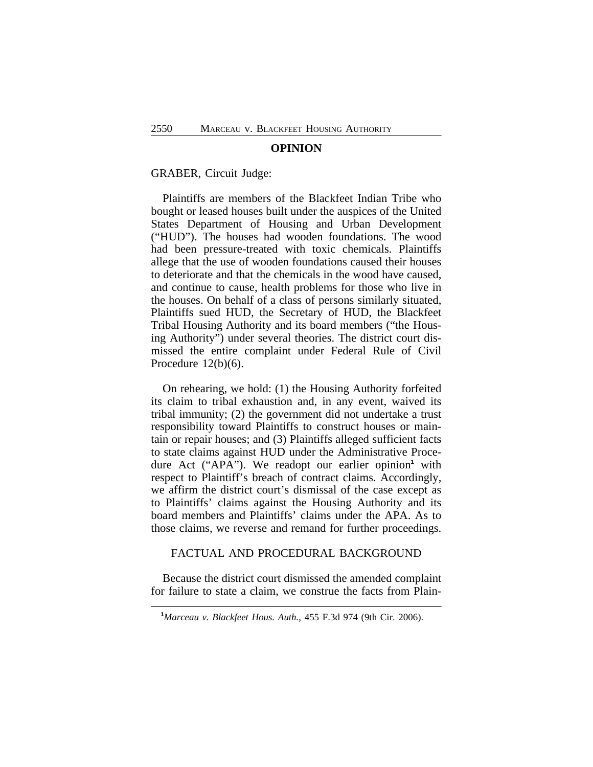## OPINION

GRABER, Circuit Judge:

Plaintiffs are members of the Blackfeet Indian Tribe who bought or leased houses built under the auspices of the United States Department of Housing and Urban Development ("HUD"). The houses had wooden foundations. The wood had been pressure-treated with toxic chemicals. Plaintiffs allege that the use of wooden foundations caused their houses to deteriorate and that the chemicals in the wood have caused, and continue to cause, health problems for those who live in the houses. On behalf of a class of persons similarly situated, Plaintiffs sued HUD, the Secretary of HUD, the Blackfeet Tribal Housing Authority and its board members ("the Housing Authority") under several theories. The district court dismissed the entire complaint under Federal Rule of Civil Procedure 12(b)(6).

On rehearing, we hold: (1) the Housing Authority forfeited its claim to tribal exhaustion and, in any event, waived its tribal immunity; (2) the government did not undertake a trust responsibility toward Plaintiffs to construct houses or maintain or repair houses; and (3) Plaintiffs alleged sufficient facts to state claims against HUD under the Administrative Procedure Act ("APA"). We readopt our earlier opinion[1] with respect to Plaintiff's breach of contract claims. Accordingly, we affirm the district court's dismissal of the case except as to Plaintiffs' claims against the Housing Authority and its board members and Plaintiffs' claims under the APA. As to those claims, we reverse and remand for further proceedings.

### FACTUAL AND PROCEDURAL BACKGROUND

Because the district court dismissed the amended complaint for failure to state a claim, we construe the facts from Plain-

[1] *Marceau v. Blackfeet Hous. Auth.*, 455 F.3d 974 (9th Cir. 2006).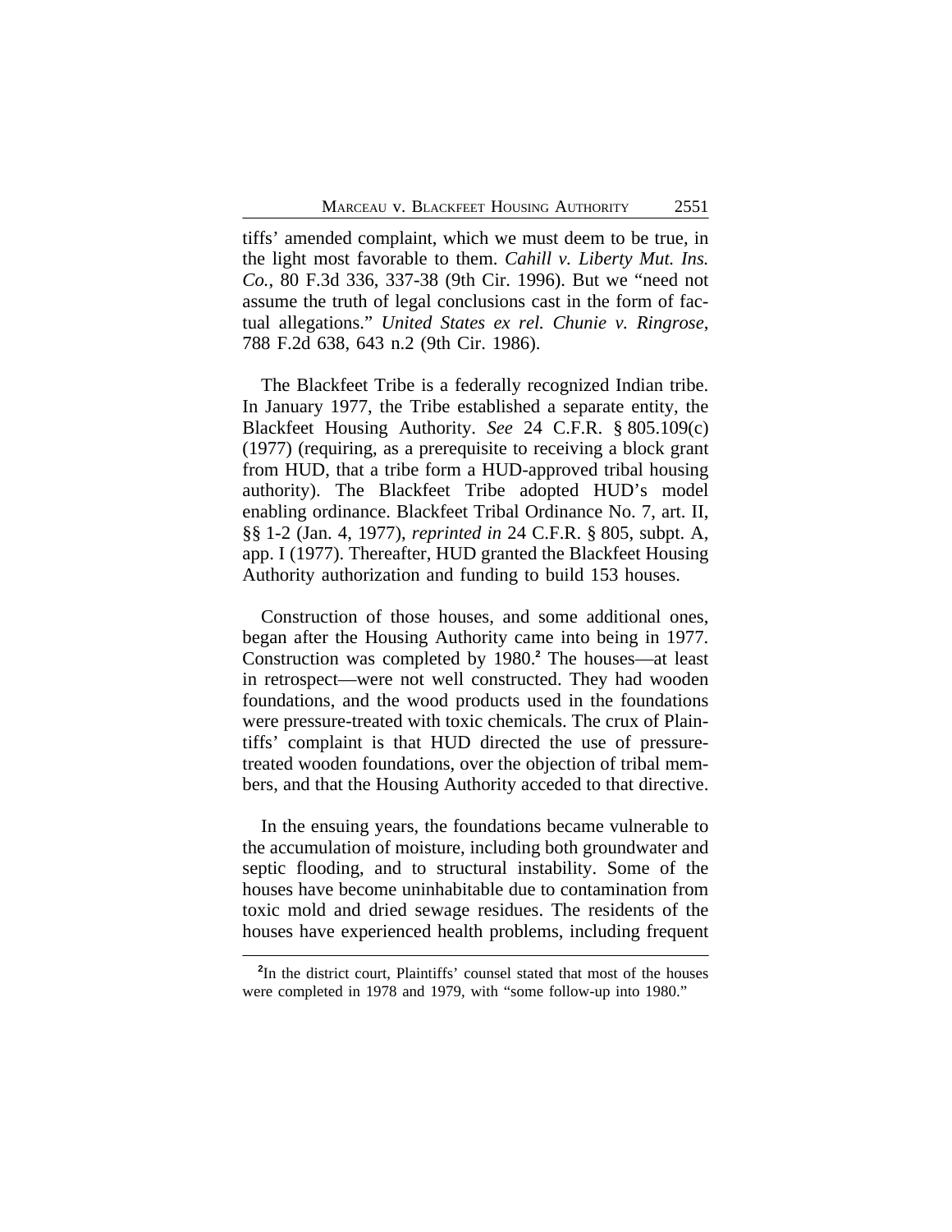tiffs' amended complaint, which we must deem to be true, in the light most favorable to them. *Cahill v. Liberty Mut. Ins. Co.*, 80 F.3d 336, 337-38 (9th Cir. 1996). But we "need not assume the truth of legal conclusions cast in the form of factual allegations." *United States ex rel. Chunie v. Ringrose*, 788 F.2d 638, 643 n.2 (9th Cir. 1986).

The Blackfeet Tribe is a federally recognized Indian tribe. In January 1977, the Tribe established a separate entity, the Blackfeet Housing Authority. *See* 24 C.F.R. § 805.109(c) (1977) (requiring, as a prerequisite to receiving a block grant from HUD, that a tribe form a HUD-approved tribal housing authority). The Blackfeet Tribe adopted HUD's model enabling ordinance. Blackfeet Tribal Ordinance No. 7, art. II, §§ 1-2 (Jan. 4, 1977), *reprinted in* 24 C.F.R. § 805, subpt. A, app. I (1977). Thereafter, HUD granted the Blackfeet Housing Authority authorization and funding to build 153 houses.

Construction of those houses, and some additional ones, began after the Housing Authority came into being in 1977. Construction was completed by 1980.[2] The houses—at least in retrospect—were not well constructed. They had wooden foundations, and the wood products used in the foundations were pressure-treated with toxic chemicals. The crux of Plaintiffs' complaint is that HUD directed the use of pressure-treated wooden foundations, over the objection of tribal members, and that the Housing Authority acceded to that directive.

In the ensuing years, the foundations became vulnerable to the accumulation of moisture, including both groundwater and septic flooding, and to structural instability. Some of the houses have become uninhabitable due to contamination from toxic mold and dried sewage residues. The residents of the houses have experienced health problems, including frequent

[2]In the district court, Plaintiffs' counsel stated that most of the houses were completed in 1978 and 1979, with "some follow-up into 1980."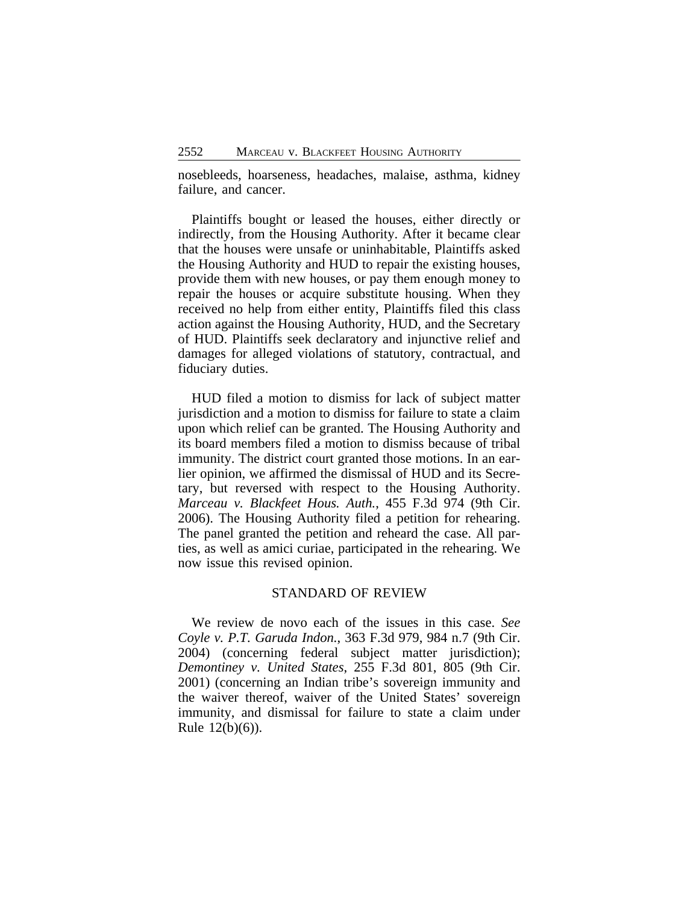nosebleeds, hoarseness, headaches, malaise, asthma, kidney failure, and cancer.

Plaintiffs bought or leased the houses, either directly or indirectly, from the Housing Authority. After it became clear that the houses were unsafe or uninhabitable, Plaintiffs asked the Housing Authority and HUD to repair the existing houses, provide them with new houses, or pay them enough money to repair the houses or acquire substitute housing. When they received no help from either entity, Plaintiffs filed this class action against the Housing Authority, HUD, and the Secretary of HUD. Plaintiffs seek declaratory and injunctive relief and damages for alleged violations of statutory, contractual, and fiduciary duties.

HUD filed a motion to dismiss for lack of subject matter jurisdiction and a motion to dismiss for failure to state a claim upon which relief can be granted. The Housing Authority and its board members filed a motion to dismiss because of tribal immunity. The district court granted those motions. In an earlier opinion, we affirmed the dismissal of HUD and its Secretary, but reversed with respect to the Housing Authority. *Marceau v. Blackfeet Hous. Auth.*, 455 F.3d 974 (9th Cir. 2006). The Housing Authority filed a petition for rehearing. The panel granted the petition and reheard the case. All parties, as well as amici curiae, participated in the rehearing. We now issue this revised opinion.

## STANDARD OF REVIEW

We review de novo each of the issues in this case. *See Coyle v. P.T. Garuda Indon.*, 363 F.3d 979, 984 n.7 (9th Cir. 2004) (concerning federal subject matter jurisdiction); *Demontiney v. United States*, 255 F.3d 801, 805 (9th Cir. 2001) (concerning an Indian tribe's sovereign immunity and the waiver thereof, waiver of the United States' sovereign immunity, and dismissal for failure to state a claim under Rule 12(b)(6)).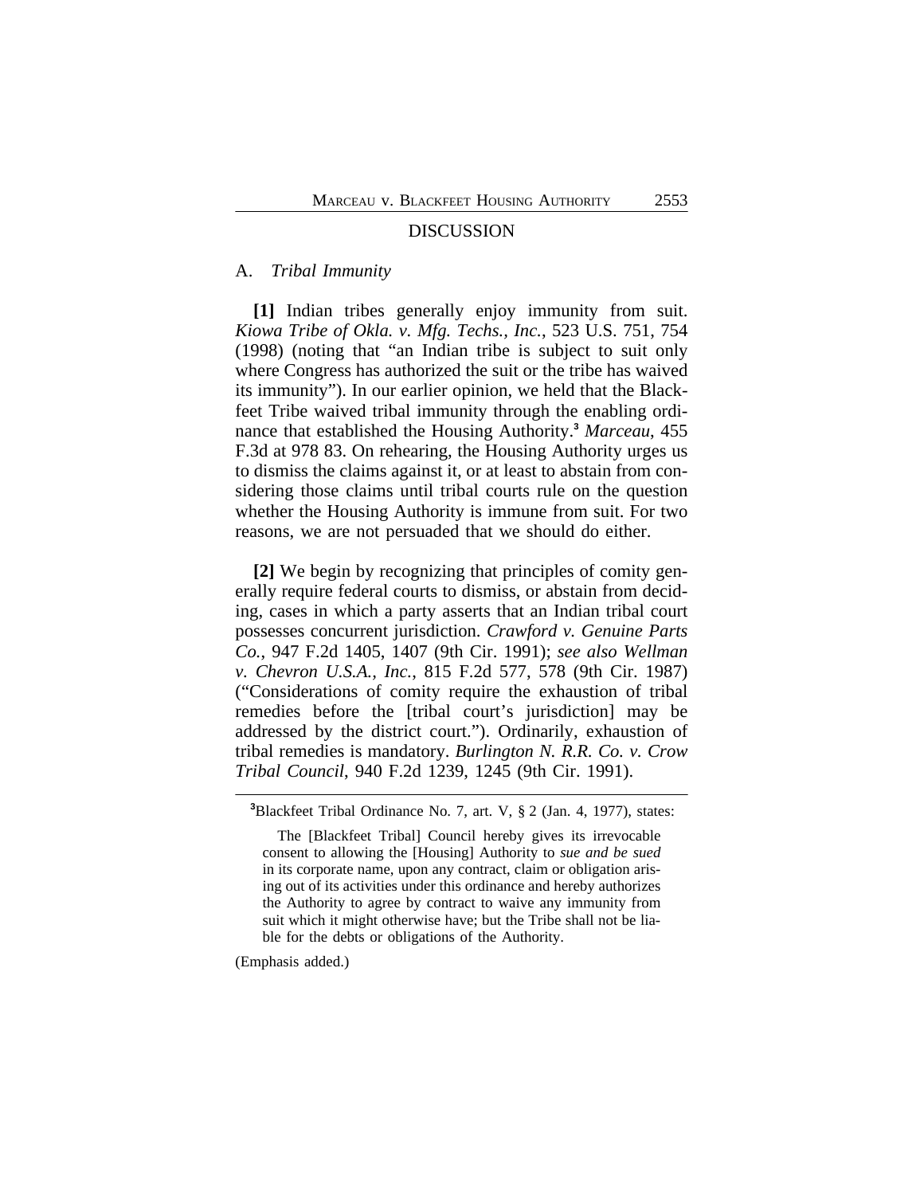## DISCUSSION

### A. *Tribal Immunity*

**[1]** Indian tribes generally enjoy immunity from suit. *Kiowa Tribe of Okla. v. Mfg. Techs., Inc.*, 523 U.S. 751, 754 (1998) (noting that "an Indian tribe is subject to suit only where Congress has authorized the suit or the tribe has waived its immunity"). In our earlier opinion, we held that the Blackfeet Tribe waived tribal immunity through the enabling ordinance that established the Housing Authority.[3] *Marceau*, 455 F.3d at 978 83. On rehearing, the Housing Authority urges us to dismiss the claims against it, or at least to abstain from considering those claims until tribal courts rule on the question whether the Housing Authority is immune from suit. For two reasons, we are not persuaded that we should do either.

**[2]** We begin by recognizing that principles of comity generally require federal courts to dismiss, or abstain from deciding, cases in which a party asserts that an Indian tribal court possesses concurrent jurisdiction. *Crawford v. Genuine Parts Co.*, 947 F.2d 1405, 1407 (9th Cir. 1991); *see also Wellman v. Chevron U.S.A., Inc.*, 815 F.2d 577, 578 (9th Cir. 1987) ("Considerations of comity require the exhaustion of tribal remedies before the [tribal court's jurisdiction] may be addressed by the district court."). Ordinarily, exhaustion of tribal remedies is mandatory. *Burlington N. R.R. Co. v. Crow Tribal Council*, 940 F.2d 1239, 1245 (9th Cir. 1991).

---

[3]Blackfeet Tribal Ordinance No. 7, art. V, § 2 (Jan. 4, 1977), states:

> The [Blackfeet Tribal] Council hereby gives its irrevocable consent to allowing the [Housing] Authority to *sue and be sued* in its corporate name, upon any contract, claim or obligation arising out of its activities under this ordinance and hereby authorizes the Authority to agree by contract to waive any immunity from suit which it might otherwise have; but the Tribe shall not be liable for the debts or obligations of the Authority.

(Emphasis added.)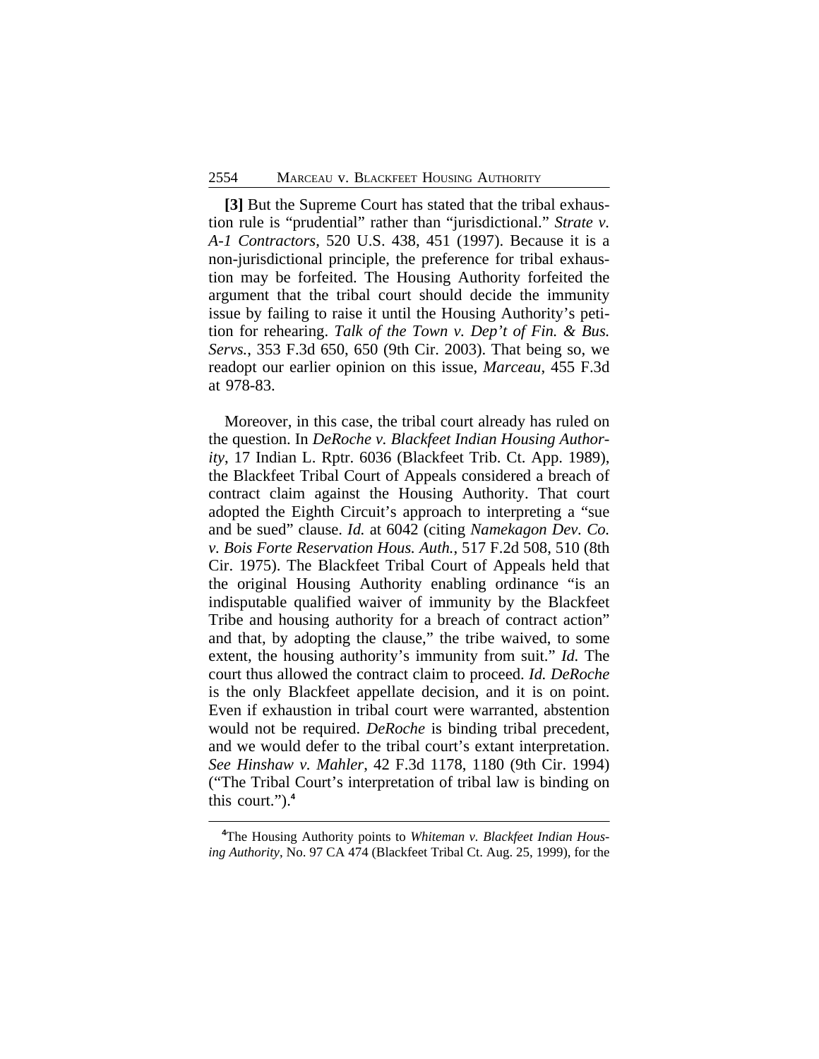**[3]** But the Supreme Court has stated that the tribal exhaustion rule is "prudential" rather than "jurisdictional." *Strate v. A-1 Contractors*, 520 U.S. 438, 451 (1997). Because it is a non-jurisdictional principle, the preference for tribal exhaustion may be forfeited. The Housing Authority forfeited the argument that the tribal court should decide the immunity issue by failing to raise it until the Housing Authority's petition for rehearing. *Talk of the Town v. Dep't of Fin. & Bus. Servs.*, 353 F.3d 650, 650 (9th Cir. 2003). That being so, we readopt our earlier opinion on this issue, *Marceau*, 455 F.3d at 978-83.

Moreover, in this case, the tribal court already has ruled on the question. In *DeRoche v. Blackfeet Indian Housing Authority*, 17 Indian L. Rptr. 6036 (Blackfeet Trib. Ct. App. 1989), the Blackfeet Tribal Court of Appeals considered a breach of contract claim against the Housing Authority. That court adopted the Eighth Circuit's approach to interpreting a "sue and be sued" clause. *Id.* at 6042 (citing *Namekagon Dev. Co. v. Bois Forte Reservation Hous. Auth.*, 517 F.2d 508, 510 (8th Cir. 1975). The Blackfeet Tribal Court of Appeals held that the original Housing Authority enabling ordinance "is an indisputable qualified waiver of immunity by the Blackfeet Tribe and housing authority for a breach of contract action" and that, by adopting the clause," the tribe waived, to some extent, the housing authority's immunity from suit." *Id.* The court thus allowed the contract claim to proceed. *Id. DeRoche* is the only Blackfeet appellate decision, and it is on point. Even if exhaustion in tribal court were warranted, abstention would not be required. *DeRoche* is binding tribal precedent, and we would defer to the tribal court's extant interpretation. *See Hinshaw v. Mahler*, 42 F.3d 1178, 1180 (9th Cir. 1994) ("The Tribal Court's interpretation of tribal law is binding on this court.").[4]

[4]The Housing Authority points to *Whiteman v. Blackfeet Indian Housing Authority*, No. 97 CA 474 (Blackfeet Tribal Ct. Aug. 25, 1999), for the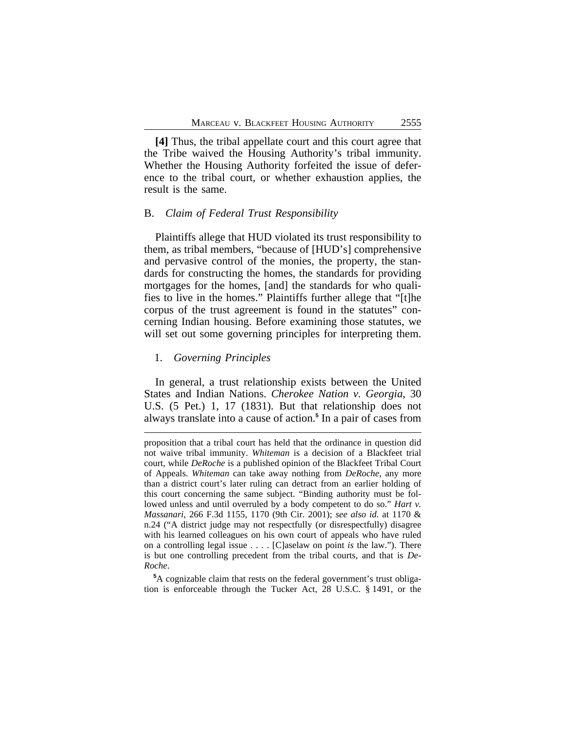**[4]** Thus, the tribal appellate court and this court agree that the Tribe waived the Housing Authority's tribal immunity. Whether the Housing Authority forfeited the issue of deference to the tribal court, or whether exhaustion applies, the result is the same.

## B. *Claim of Federal Trust Responsibility*

Plaintiffs allege that HUD violated its trust responsibility to them, as tribal members, "because of [HUD's] comprehensive and pervasive control of the monies, the property, the standards for constructing the homes, the standards for providing mortgages for the homes, [and] the standards for who qualifies to live in the homes." Plaintiffs further allege that "[t]he corpus of the trust agreement is found in the statutes" concerning Indian housing. Before examining those statutes, we will set out some governing principles for interpreting them.

### 1. *Governing Principles*

In general, a trust relationship exists between the United States and Indian Nations. *Cherokee Nation v. Georgia*, 30 U.S. (5 Pet.) 1, 17 (1831). But that relationship does not always translate into a cause of action.[5] In a pair of cases from

---

proposition that a tribal court has held that the ordinance in question did not waive tribal immunity. *Whiteman* is a decision of a Blackfeet trial court, while *DeRoche* is a published opinion of the Blackfeet Tribal Court of Appeals. *Whiteman* can take away nothing from *DeRoche*, any more than a district court's later ruling can detract from an earlier holding of this court concerning the same subject. "Binding authority must be followed unless and until overruled by a body competent to do so." *Hart v. Massanari*, 266 F.3d 1155, 1170 (9th Cir. 2001); *see also id.* at 1170 & n.24 ("A district judge may not respectfully (or disrespectfully) disagree with his learned colleagues on his own court of appeals who have ruled on a controlling legal issue . . . . [C]aselaw on point *is* the law."). There is but one controlling precedent from the tribal courts, and that is *DeRoche*.

[5] A cognizable claim that rests on the federal government's trust obligation is enforceable through the Tucker Act, 28 U.S.C. § 1491, or the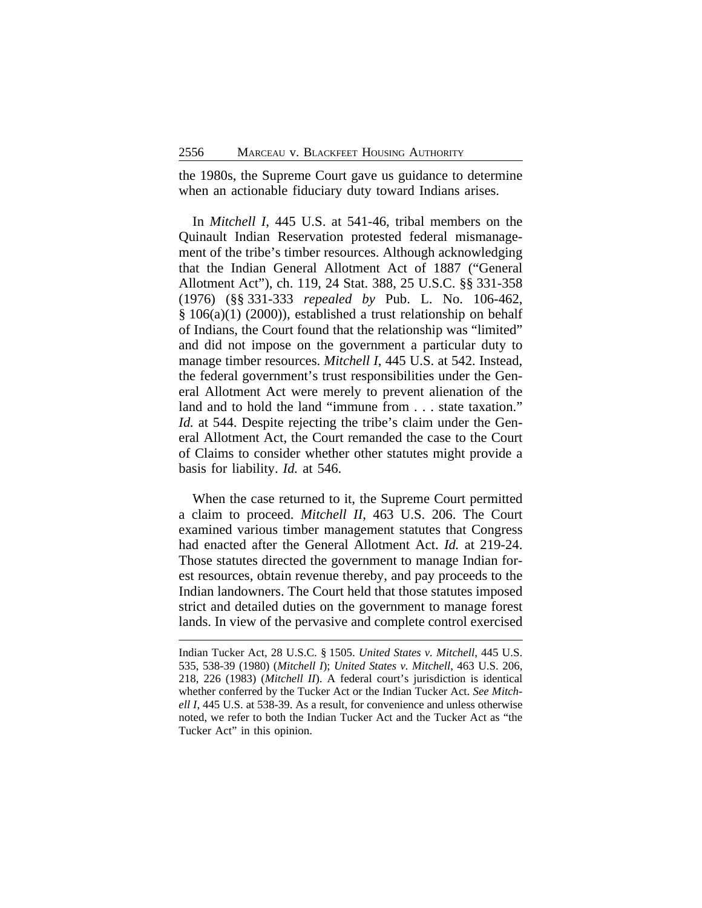the 1980s, the Supreme Court gave us guidance to determine when an actionable fiduciary duty toward Indians arises.

In *Mitchell I*, 445 U.S. at 541-46, tribal members on the Quinault Indian Reservation protested federal mismanagement of the tribe's timber resources. Although acknowledging that the Indian General Allotment Act of 1887 ("General Allotment Act"), ch. 119, 24 Stat. 388, 25 U.S.C. §§ 331-358 (1976) (§§ 331-333 *repealed by* Pub. L. No. 106-462, § 106(a)(1) (2000)), established a trust relationship on behalf of Indians, the Court found that the relationship was "limited" and did not impose on the government a particular duty to manage timber resources. *Mitchell I*, 445 U.S. at 542. Instead, the federal government's trust responsibilities under the General Allotment Act were merely to prevent alienation of the land and to hold the land "immune from . . . state taxation." *Id.* at 544. Despite rejecting the tribe's claim under the General Allotment Act, the Court remanded the case to the Court of Claims to consider whether other statutes might provide a basis for liability. *Id.* at 546.

When the case returned to it, the Supreme Court permitted a claim to proceed. *Mitchell II*, 463 U.S. 206. The Court examined various timber management statutes that Congress had enacted after the General Allotment Act. *Id.* at 219-24. Those statutes directed the government to manage Indian forest resources, obtain revenue thereby, and pay proceeds to the Indian landowners. The Court held that those statutes imposed strict and detailed duties on the government to manage forest lands. In view of the pervasive and complete control exercised

---

Indian Tucker Act, 28 U.S.C. § 1505. *United States v. Mitchell*, 445 U.S. 535, 538-39 (1980) (*Mitchell I*); *United States v. Mitchell*, 463 U.S. 206, 218, 226 (1983) (*Mitchell II*). A federal court's jurisdiction is identical whether conferred by the Tucker Act or the Indian Tucker Act. *See Mitchell I*, 445 U.S. at 538-39. As a result, for convenience and unless otherwise noted, we refer to both the Indian Tucker Act and the Tucker Act as "the Tucker Act" in this opinion.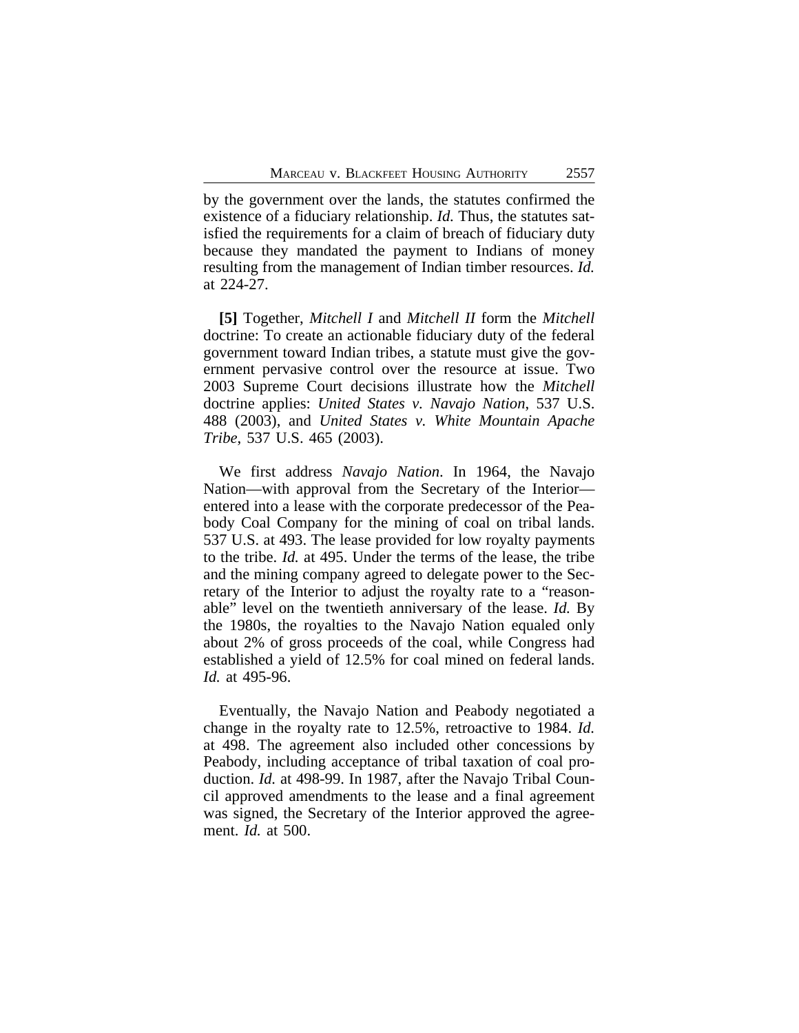by the government over the lands, the statutes confirmed the existence of a fiduciary relationship. *Id.* Thus, the statutes satisfied the requirements for a claim of breach of fiduciary duty because they mandated the payment to Indians of money resulting from the management of Indian timber resources. *Id.* at 224-27.

**[5]** Together, *Mitchell I* and *Mitchell II* form the *Mitchell* doctrine: To create an actionable fiduciary duty of the federal government toward Indian tribes, a statute must give the government pervasive control over the resource at issue. Two 2003 Supreme Court decisions illustrate how the *Mitchell* doctrine applies: *United States v. Navajo Nation*, 537 U.S. 488 (2003), and *United States v. White Mountain Apache Tribe*, 537 U.S. 465 (2003).

We first address *Navajo Nation*. In 1964, the Navajo Nation—with approval from the Secretary of the Interior—entered into a lease with the corporate predecessor of the Peabody Coal Company for the mining of coal on tribal lands. 537 U.S. at 493. The lease provided for low royalty payments to the tribe. *Id.* at 495. Under the terms of the lease, the tribe and the mining company agreed to delegate power to the Secretary of the Interior to adjust the royalty rate to a "reasonable" level on the twentieth anniversary of the lease. *Id.* By the 1980s, the royalties to the Navajo Nation equaled only about 2% of gross proceeds of the coal, while Congress had established a yield of 12.5% for coal mined on federal lands. *Id.* at 495-96.

Eventually, the Navajo Nation and Peabody negotiated a change in the royalty rate to 12.5%, retroactive to 1984. *Id.* at 498. The agreement also included other concessions by Peabody, including acceptance of tribal taxation of coal production. *Id.* at 498-99. In 1987, after the Navajo Tribal Council approved amendments to the lease and a final agreement was signed, the Secretary of the Interior approved the agreement. *Id.* at 500.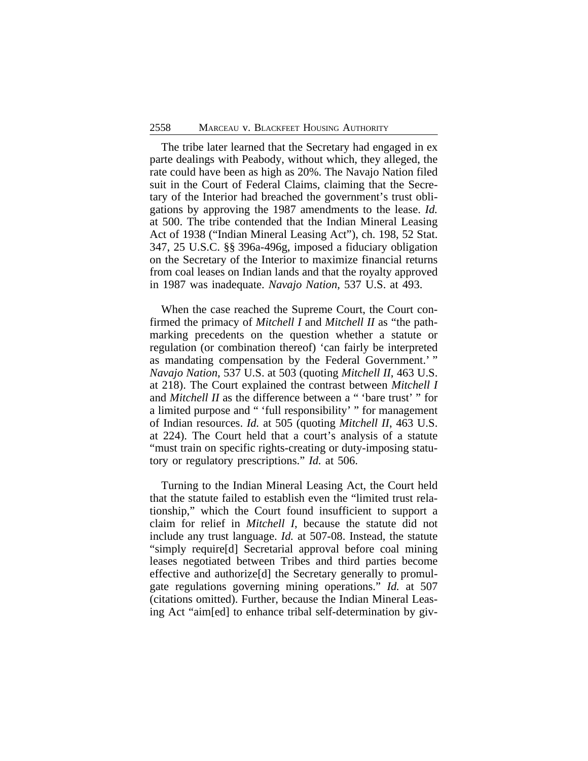The tribe later learned that the Secretary had engaged in ex parte dealings with Peabody, without which, they alleged, the rate could have been as high as 20%. The Navajo Nation filed suit in the Court of Federal Claims, claiming that the Secretary of the Interior had breached the government's trust obligations by approving the 1987 amendments to the lease. *Id.* at 500. The tribe contended that the Indian Mineral Leasing Act of 1938 ("Indian Mineral Leasing Act"), ch. 198, 52 Stat. 347, 25 U.S.C. §§ 396a-496g, imposed a fiduciary obligation on the Secretary of the Interior to maximize financial returns from coal leases on Indian lands and that the royalty approved in 1987 was inadequate. *Navajo Nation*, 537 U.S. at 493.

When the case reached the Supreme Court, the Court confirmed the primacy of *Mitchell I* and *Mitchell II* as "the pathmarking precedents on the question whether a statute or regulation (or combination thereof) 'can fairly be interpreted as mandating compensation by the Federal Government.' " *Navajo Nation*, 537 U.S. at 503 (quoting *Mitchell II*, 463 U.S. at 218). The Court explained the contrast between *Mitchell I* and *Mitchell II* as the difference between a " 'bare trust' " for a limited purpose and " 'full responsibility' " for management of Indian resources. *Id.* at 505 (quoting *Mitchell II*, 463 U.S. at 224). The Court held that a court's analysis of a statute "must train on specific rights-creating or duty-imposing statutory or regulatory prescriptions." *Id.* at 506.

Turning to the Indian Mineral Leasing Act, the Court held that the statute failed to establish even the "limited trust relationship," which the Court found insufficient to support a claim for relief in *Mitchell I*, because the statute did not include any trust language. *Id.* at 507-08. Instead, the statute "simply require[d] Secretarial approval before coal mining leases negotiated between Tribes and third parties become effective and authorize[d] the Secretary generally to promulgate regulations governing mining operations." *Id.* at 507 (citations omitted). Further, because the Indian Mineral Leasing Act "aim[ed] to enhance tribal self-determination by giv-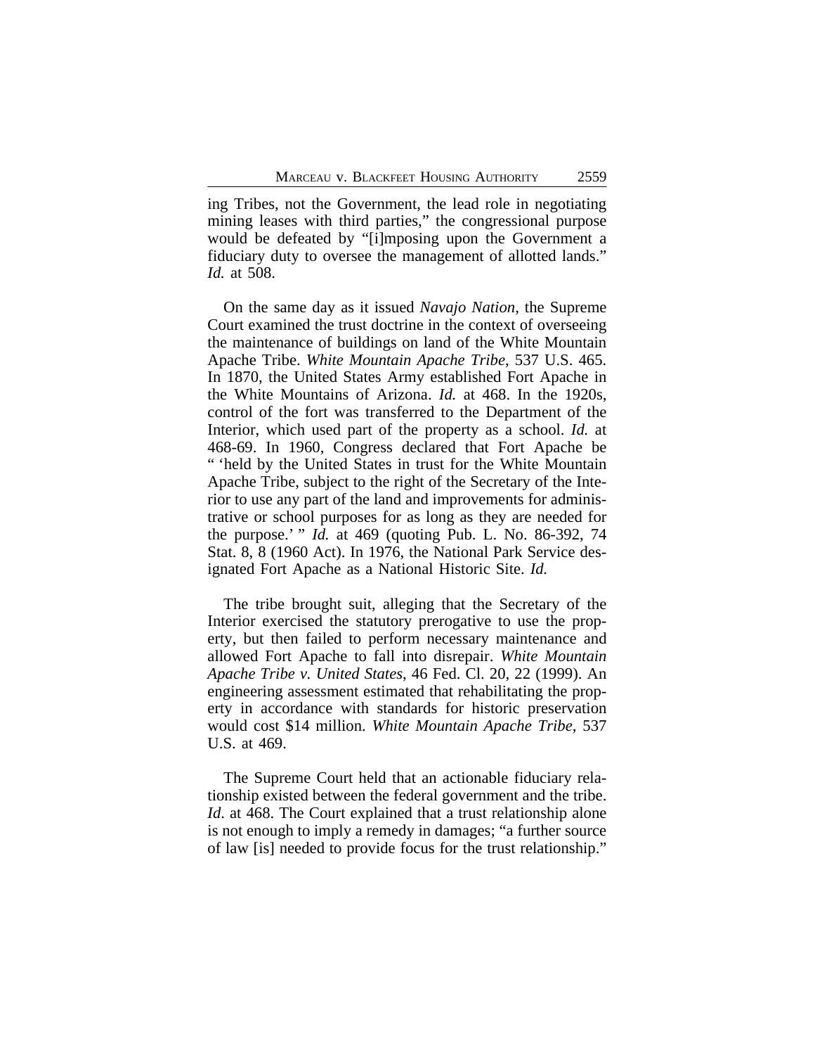ing Tribes, not the Government, the lead role in negotiating mining leases with third parties," the congressional purpose would be defeated by "[i]mposing upon the Government a fiduciary duty to oversee the management of allotted lands." *Id.* at 508.

On the same day as it issued *Navajo Nation*, the Supreme Court examined the trust doctrine in the context of overseeing the maintenance of buildings on land of the White Mountain Apache Tribe. *White Mountain Apache Tribe*, 537 U.S. 465. In 1870, the United States Army established Fort Apache in the White Mountains of Arizona. *Id.* at 468. In the 1920s, control of the fort was transferred to the Department of the Interior, which used part of the property as a school. *Id.* at 468-69. In 1960, Congress declared that Fort Apache be " 'held by the United States in trust for the White Mountain Apache Tribe, subject to the right of the Secretary of the Interior to use any part of the land and improvements for administrative or school purposes for as long as they are needed for the purpose.' " *Id.* at 469 (quoting Pub. L. No. 86-392, 74 Stat. 8, 8 (1960 Act). In 1976, the National Park Service designated Fort Apache as a National Historic Site. *Id.*

The tribe brought suit, alleging that the Secretary of the Interior exercised the statutory prerogative to use the property, but then failed to perform necessary maintenance and allowed Fort Apache to fall into disrepair. *White Mountain Apache Tribe v. United States*, 46 Fed. Cl. 20, 22 (1999). An engineering assessment estimated that rehabilitating the property in accordance with standards for historic preservation would cost $14 million. *White Mountain Apache Tribe*, 537 U.S. at 469.

The Supreme Court held that an actionable fiduciary relationship existed between the federal government and the tribe. *Id*. at 468. The Court explained that a trust relationship alone is not enough to imply a remedy in damages; "a further source of law [is] needed to provide focus for the trust relationship."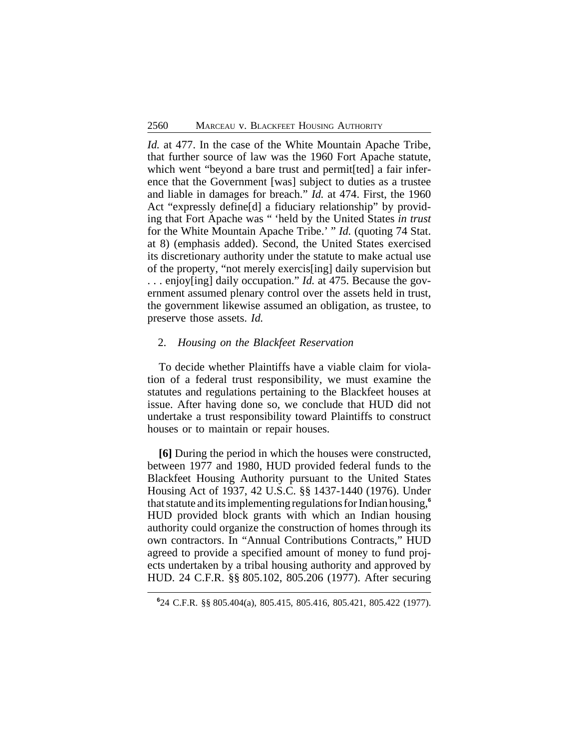*Id.* at 477. In the case of the White Mountain Apache Tribe, that further source of law was the 1960 Fort Apache statute, which went "beyond a bare trust and permit[ted] a fair inference that the Government [was] subject to duties as a trustee and liable in damages for breach." *Id.* at 474. First, the 1960 Act "expressly define[d] a fiduciary relationship" by providing that Fort Apache was " 'held by the United States *in trust* for the White Mountain Apache Tribe.' " *Id.* (quoting 74 Stat. at 8) (emphasis added). Second, the United States exercised its discretionary authority under the statute to make actual use of the property, "not merely exercis[ing] daily supervision but . . . enjoy[ing] daily occupation." *Id.* at 475. Because the government assumed plenary control over the assets held in trust, the government likewise assumed an obligation, as trustee, to preserve those assets. *Id.*

2. *Housing on the Blackfeet Reservation*

To decide whether Plaintiffs have a viable claim for violation of a federal trust responsibility, we must examine the statutes and regulations pertaining to the Blackfeet houses at issue. After having done so, we conclude that HUD did not undertake a trust responsibility toward Plaintiffs to construct houses or to maintain or repair houses.

**[6]** During the period in which the houses were constructed, between 1977 and 1980, HUD provided federal funds to the Blackfeet Housing Authority pursuant to the United States Housing Act of 1937, 42 U.S.C. §§ 1437-1440 (1976). Under that statute and its implementing regulations for Indian housing,[6] HUD provided block grants with which an Indian housing authority could organize the construction of homes through its own contractors. In "Annual Contributions Contracts," HUD agreed to provide a specified amount of money to fund projects undertaken by a tribal housing authority and approved by HUD. 24 C.F.R. §§ 805.102, 805.206 (1977). After securing

[6] 24 C.F.R. §§ 805.404(a), 805.415, 805.416, 805.421, 805.422 (1977).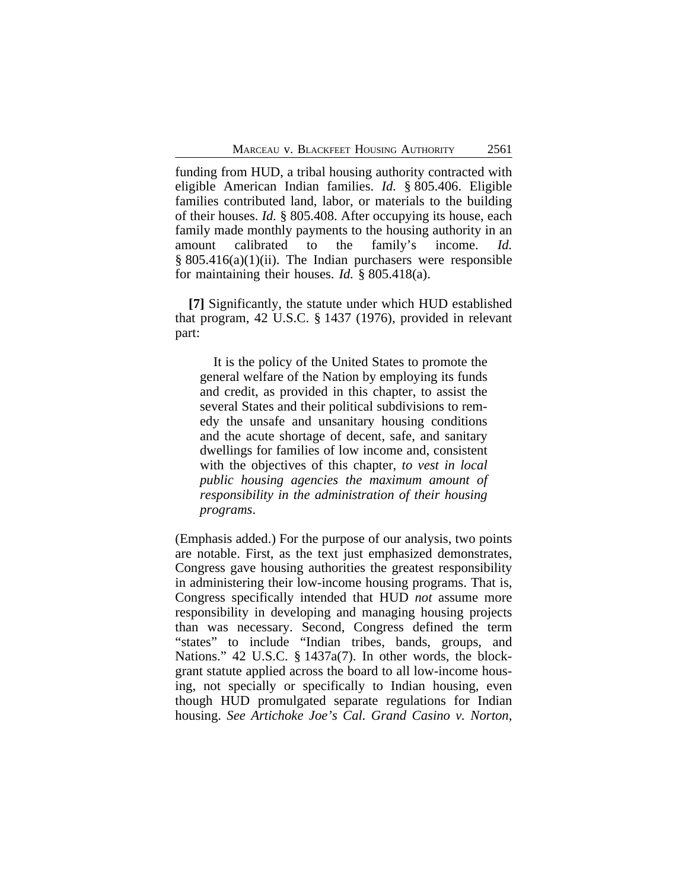funding from HUD, a tribal housing authority contracted with eligible American Indian families. *Id.* § 805.406. Eligible families contributed land, labor, or materials to the building of their houses. *Id.* § 805.408. After occupying its house, each family made monthly payments to the housing authority in an amount calibrated to the family's income. *Id.* § 805.416(a)(1)(ii). The Indian purchasers were responsible for maintaining their houses. *Id.* § 805.418(a).

**[7]** Significantly, the statute under which HUD established that program, 42 U.S.C. § 1437 (1976), provided in relevant part:

> It is the policy of the United States to promote the general welfare of the Nation by employing its funds and credit, as provided in this chapter, to assist the several States and their political subdivisions to remedy the unsafe and unsanitary housing conditions and the acute shortage of decent, safe, and sanitary dwellings for families of low income and, consistent with the objectives of this chapter, *to vest in local public housing agencies the maximum amount of responsibility in the administration of their housing programs*.

(Emphasis added.) For the purpose of our analysis, two points are notable. First, as the text just emphasized demonstrates, Congress gave housing authorities the greatest responsibility in administering their low-income housing programs. That is, Congress specifically intended that HUD *not* assume more responsibility in developing and managing housing projects than was necessary. Second, Congress defined the term "states" to include "Indian tribes, bands, groups, and Nations." 42 U.S.C. § 1437a(7). In other words, the block-grant statute applied across the board to all low-income housing, not specially or specifically to Indian housing, even though HUD promulgated separate regulations for Indian housing. *See Artichoke Joe's Cal. Grand Casino v. Norton*,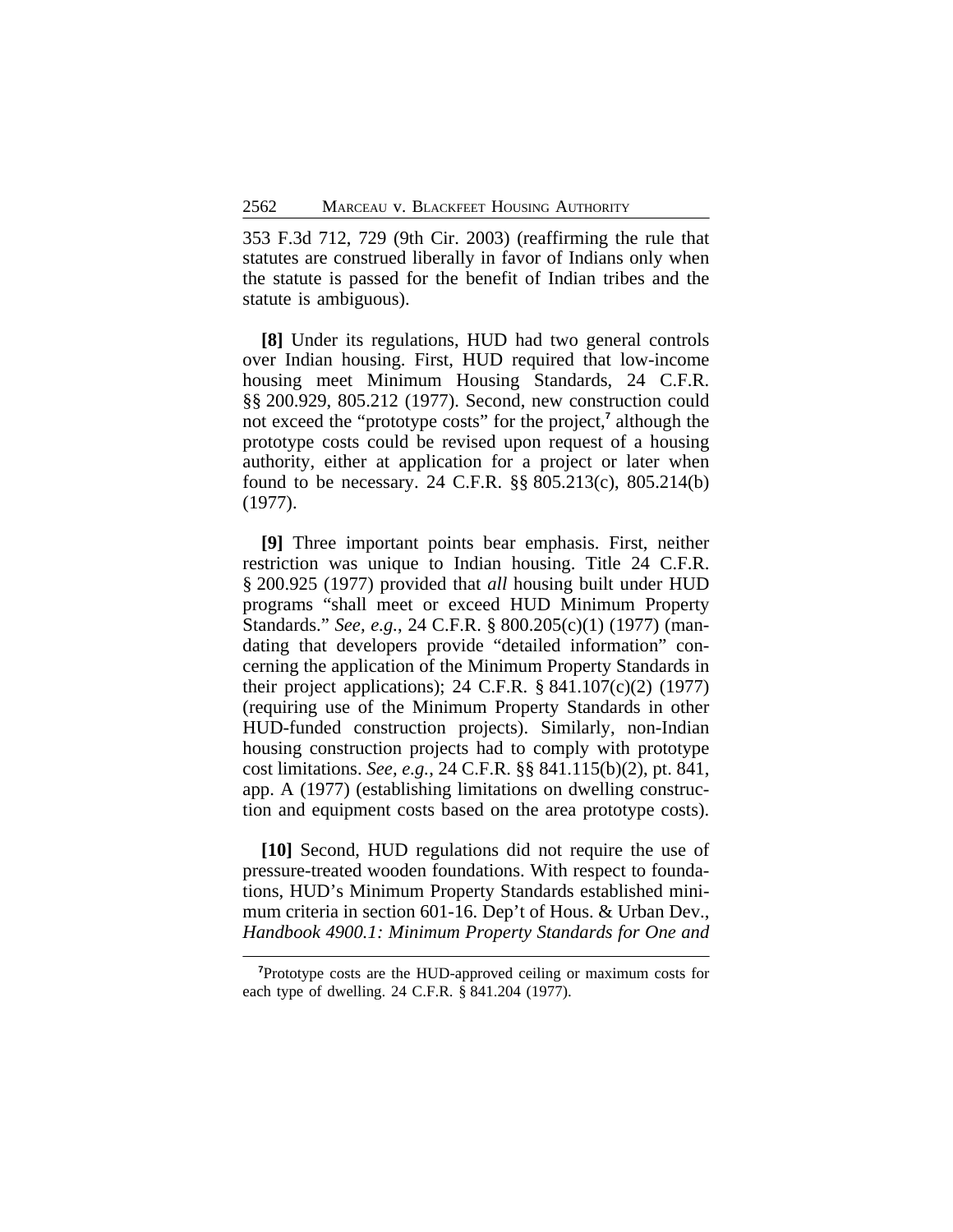353 F.3d 712, 729 (9th Cir. 2003) (reaffirming the rule that statutes are construed liberally in favor of Indians only when the statute is passed for the benefit of Indian tribes and the statute is ambiguous).

**[8]** Under its regulations, HUD had two general controls over Indian housing. First, HUD required that low-income housing meet Minimum Housing Standards, 24 C.F.R. §§ 200.929, 805.212 (1977). Second, new construction could not exceed the "prototype costs" for the project,[7] although the prototype costs could be revised upon request of a housing authority, either at application for a project or later when found to be necessary. 24 C.F.R. §§ 805.213(c), 805.214(b) (1977).

**[9]** Three important points bear emphasis. First, neither restriction was unique to Indian housing. Title 24 C.F.R. § 200.925 (1977) provided that *all* housing built under HUD programs "shall meet or exceed HUD Minimum Property Standards." *See, e.g.*, 24 C.F.R. § 800.205(c)(1) (1977) (mandating that developers provide "detailed information" concerning the application of the Minimum Property Standards in their project applications); 24 C.F.R. § 841.107(c)(2) (1977) (requiring use of the Minimum Property Standards in other HUD-funded construction projects). Similarly, non-Indian housing construction projects had to comply with prototype cost limitations. *See, e.g.*, 24 C.F.R. §§ 841.115(b)(2), pt. 841, app. A (1977) (establishing limitations on dwelling construction and equipment costs based on the area prototype costs).

**[10]** Second, HUD regulations did not require the use of pressure-treated wooden foundations. With respect to foundations, HUD's Minimum Property Standards established minimum criteria in section 601-16. Dep't of Hous. & Urban Dev., *Handbook 4900.1: Minimum Property Standards for One and*

[7]Prototype costs are the HUD-approved ceiling or maximum costs for each type of dwelling. 24 C.F.R. § 841.204 (1977).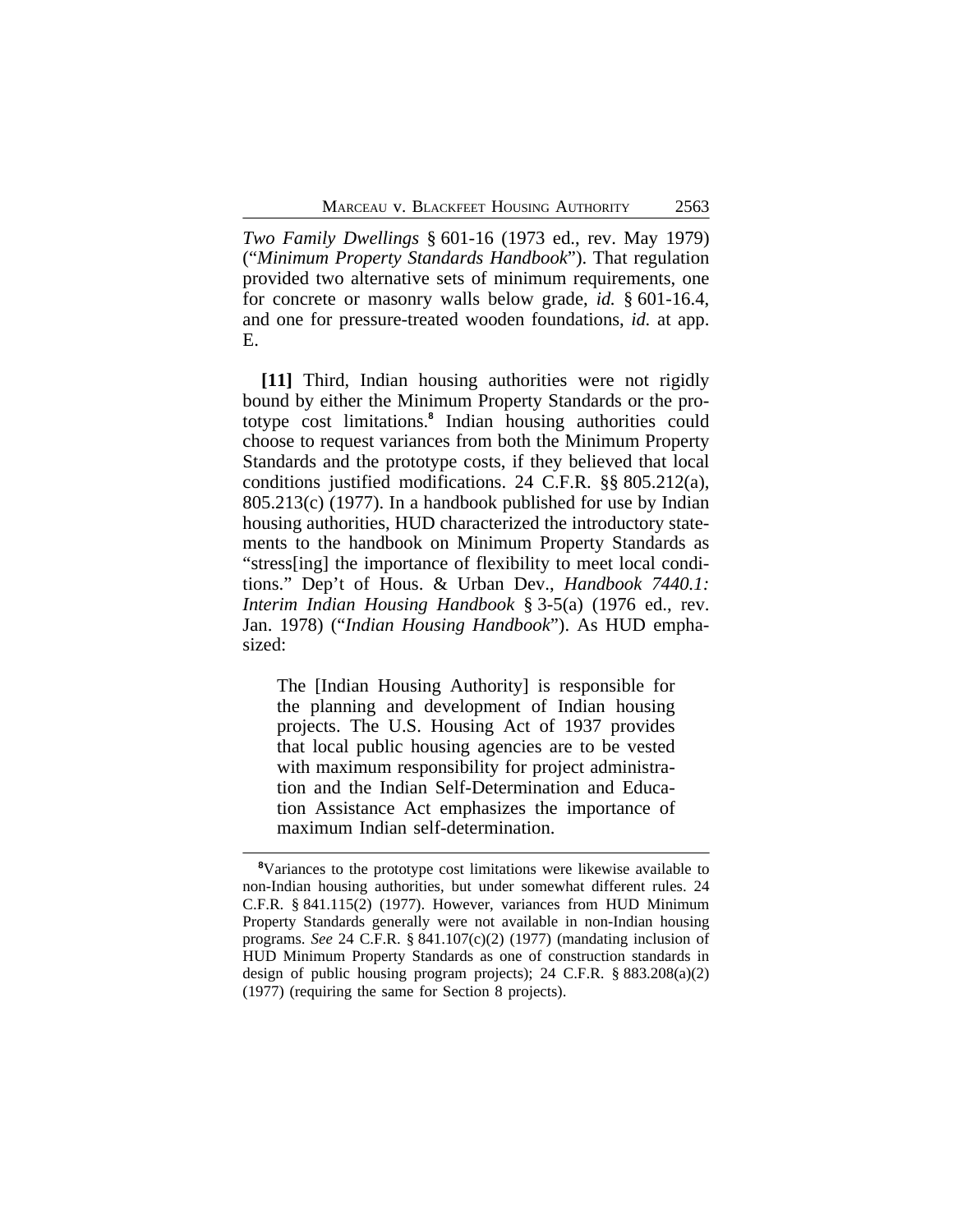*Two Family Dwellings* § 601-16 (1973 ed., rev. May 1979) ("*Minimum Property Standards Handbook*"). That regulation provided two alternative sets of minimum requirements, one for concrete or masonry walls below grade, *id.* § 601-16.4, and one for pressure-treated wooden foundations, *id.* at app. E.

**[11]** Third, Indian housing authorities were not rigidly bound by either the Minimum Property Standards or the prototype cost limitations.[8] Indian housing authorities could choose to request variances from both the Minimum Property Standards and the prototype costs, if they believed that local conditions justified modifications. 24 C.F.R. §§ 805.212(a), 805.213(c) (1977). In a handbook published for use by Indian housing authorities, HUD characterized the introductory statements to the handbook on Minimum Property Standards as "stress[ing] the importance of flexibility to meet local conditions." Dep't of Hous. & Urban Dev., *Handbook 7440.1: Interim Indian Housing Handbook* § 3-5(a) (1976 ed., rev. Jan. 1978) ("*Indian Housing Handbook*"). As HUD emphasized:

> The [Indian Housing Authority] is responsible for the planning and development of Indian housing projects. The U.S. Housing Act of 1937 provides that local public housing agencies are to be vested with maximum responsibility for project administration and the Indian Self-Determination and Education Assistance Act emphasizes the importance of maximum Indian self-determination.

---

[8]Variances to the prototype cost limitations were likewise available to non-Indian housing authorities, but under somewhat different rules. 24 C.F.R. § 841.115(2) (1977). However, variances from HUD Minimum Property Standards generally were not available in non-Indian housing programs. *See* 24 C.F.R. § 841.107(c)(2) (1977) (mandating inclusion of HUD Minimum Property Standards as one of construction standards in design of public housing program projects); 24 C.F.R. § 883.208(a)(2) (1977) (requiring the same for Section 8 projects).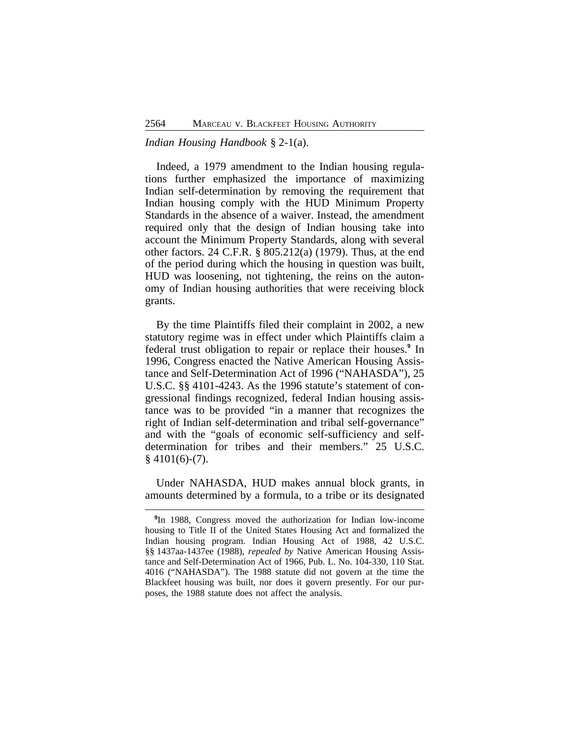*Indian Housing Handbook* § 2-1(a).

Indeed, a 1979 amendment to the Indian housing regulations further emphasized the importance of maximizing Indian self-determination by removing the requirement that Indian housing comply with the HUD Minimum Property Standards in the absence of a waiver. Instead, the amendment required only that the design of Indian housing take into account the Minimum Property Standards, along with several other factors. 24 C.F.R. § 805.212(a) (1979). Thus, at the end of the period during which the housing in question was built, HUD was loosening, not tightening, the reins on the autonomy of Indian housing authorities that were receiving block grants.

By the time Plaintiffs filed their complaint in 2002, a new statutory regime was in effect under which Plaintiffs claim a federal trust obligation to repair or replace their houses.[9] In 1996, Congress enacted the Native American Housing Assistance and Self-Determination Act of 1996 ("NAHASDA"), 25 U.S.C. §§ 4101-4243. As the 1996 statute's statement of congressional findings recognized, federal Indian housing assistance was to be provided "in a manner that recognizes the right of Indian self-determination and tribal self-governance" and with the "goals of economic self-sufficiency and self-determination for tribes and their members." 25 U.S.C. § 4101(6)-(7).

Under NAHASDA, HUD makes annual block grants, in amounts determined by a formula, to a tribe or its designated

---

[9]In 1988, Congress moved the authorization for Indian low-income housing to Title II of the United States Housing Act and formalized the Indian housing program. Indian Housing Act of 1988, 42 U.S.C. §§ 1437aa-1437ee (1988), *repealed by* Native American Housing Assistance and Self-Determination Act of 1966, Pub. L. No. 104-330, 110 Stat. 4016 ("NAHASDA"). The 1988 statute did not govern at the time the Blackfeet housing was built, nor does it govern presently. For our purposes, the 1988 statute does not affect the analysis.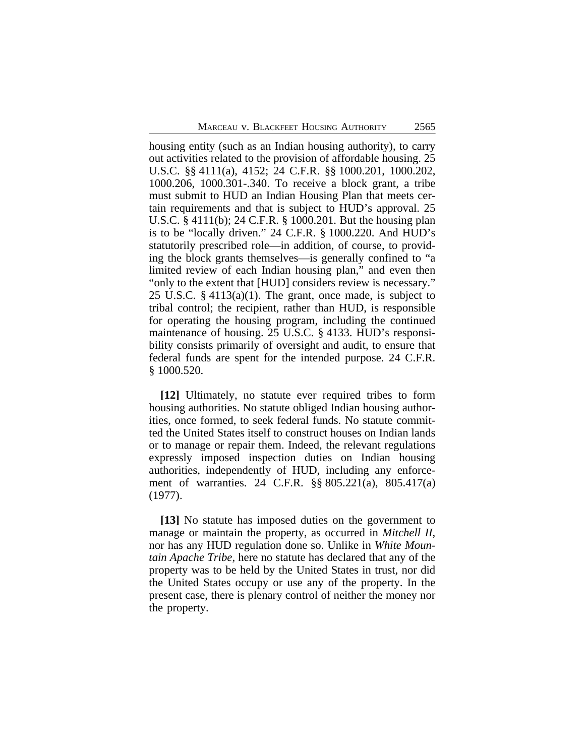housing entity (such as an Indian housing authority), to carry out activities related to the provision of affordable housing. 25 U.S.C. §§ 4111(a), 4152; 24 C.F.R. §§ 1000.201, 1000.202, 1000.206, 1000.301-.340. To receive a block grant, a tribe must submit to HUD an Indian Housing Plan that meets certain requirements and that is subject to HUD's approval. 25 U.S.C. § 4111(b); 24 C.F.R. § 1000.201. But the housing plan is to be "locally driven." 24 C.F.R. § 1000.220. And HUD's statutorily prescribed role—in addition, of course, to providing the block grants themselves—is generally confined to "a limited review of each Indian housing plan," and even then "only to the extent that [HUD] considers review is necessary." 25 U.S.C. § 4113(a)(1). The grant, once made, is subject to tribal control; the recipient, rather than HUD, is responsible for operating the housing program, including the continued maintenance of housing. 25 U.S.C. § 4133. HUD's responsibility consists primarily of oversight and audit, to ensure that federal funds are spent for the intended purpose. 24 C.F.R. § 1000.520.

**[12]** Ultimately, no statute ever required tribes to form housing authorities. No statute obliged Indian housing authorities, once formed, to seek federal funds. No statute committed the United States itself to construct houses on Indian lands or to manage or repair them. Indeed, the relevant regulations expressly imposed inspection duties on Indian housing authorities, independently of HUD, including any enforcement of warranties. 24 C.F.R. §§ 805.221(a), 805.417(a) (1977).

**[13]** No statute has imposed duties on the government to manage or maintain the property, as occurred in *Mitchell II*, nor has any HUD regulation done so. Unlike in *White Mountain Apache Tribe*, here no statute has declared that any of the property was to be held by the United States in trust, nor did the United States occupy or use any of the property. In the present case, there is plenary control of neither the money nor the property.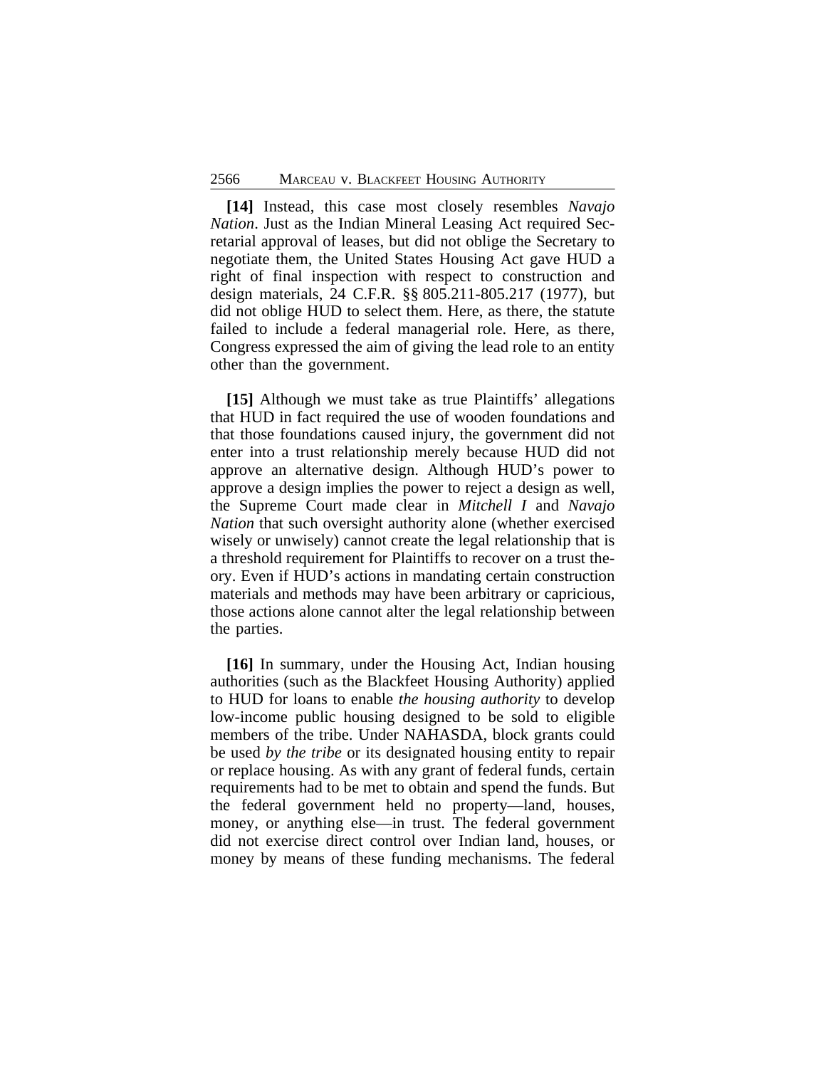**[14]** Instead, this case most closely resembles *Navajo Nation*. Just as the Indian Mineral Leasing Act required Secretarial approval of leases, but did not oblige the Secretary to negotiate them, the United States Housing Act gave HUD a right of final inspection with respect to construction and design materials, 24 C.F.R. §§ 805.211-805.217 (1977), but did not oblige HUD to select them. Here, as there, the statute failed to include a federal managerial role. Here, as there, Congress expressed the aim of giving the lead role to an entity other than the government.

**[15]** Although we must take as true Plaintiffs' allegations that HUD in fact required the use of wooden foundations and that those foundations caused injury, the government did not enter into a trust relationship merely because HUD did not approve an alternative design. Although HUD's power to approve a design implies the power to reject a design as well, the Supreme Court made clear in *Mitchell I* and *Navajo Nation* that such oversight authority alone (whether exercised wisely or unwisely) cannot create the legal relationship that is a threshold requirement for Plaintiffs to recover on a trust theory. Even if HUD's actions in mandating certain construction materials and methods may have been arbitrary or capricious, those actions alone cannot alter the legal relationship between the parties.

**[16]** In summary, under the Housing Act, Indian housing authorities (such as the Blackfeet Housing Authority) applied to HUD for loans to enable *the housing authority* to develop low-income public housing designed to be sold to eligible members of the tribe. Under NAHASDA, block grants could be used *by the tribe* or its designated housing entity to repair or replace housing. As with any grant of federal funds, certain requirements had to be met to obtain and spend the funds. But the federal government held no property—land, houses, money, or anything else—in trust. The federal government did not exercise direct control over Indian land, houses, or money by means of these funding mechanisms. The federal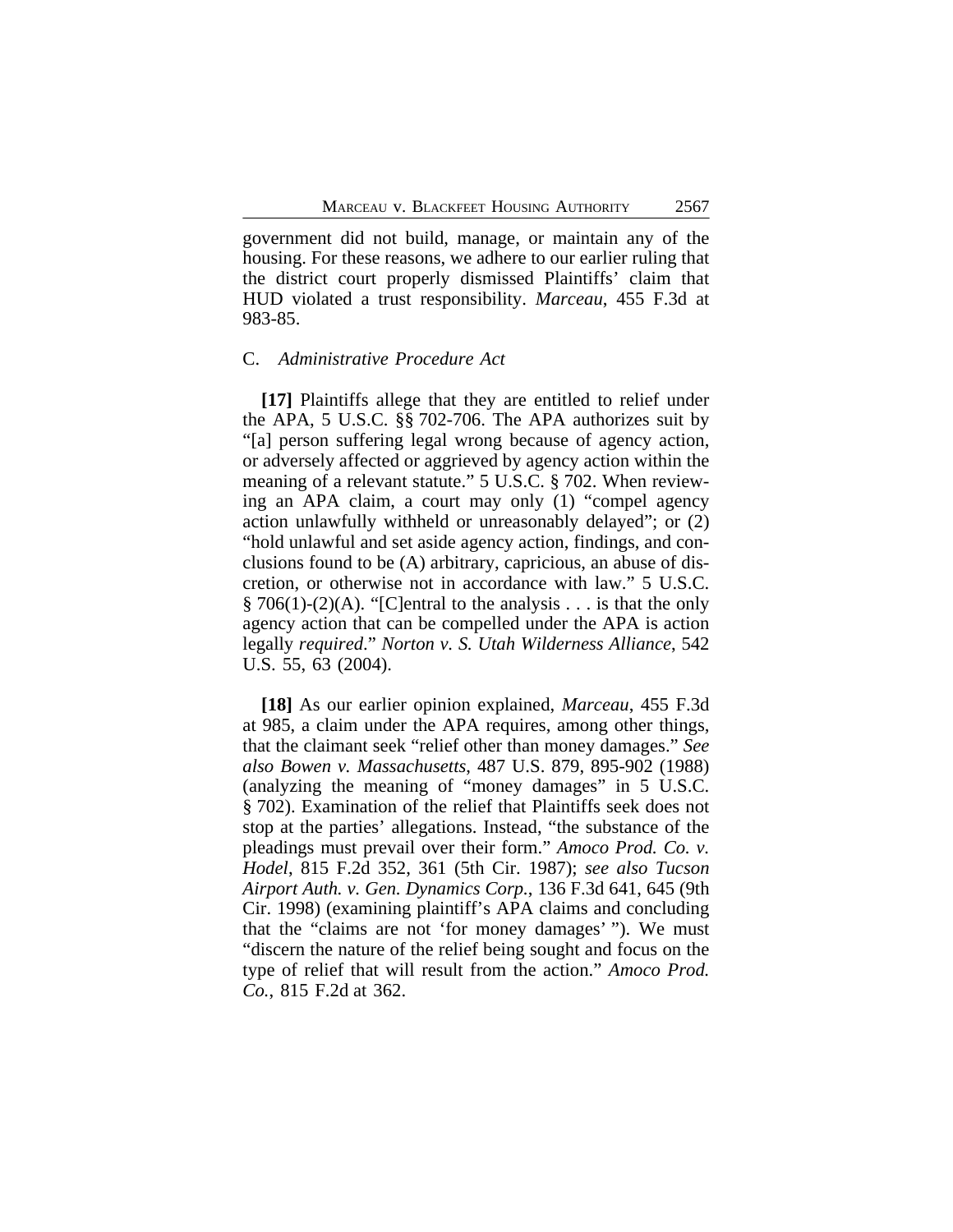government did not build, manage, or maintain any of the housing. For these reasons, we adhere to our earlier ruling that the district court properly dismissed Plaintiffs' claim that HUD violated a trust responsibility. *Marceau*, 455 F.3d at 983-85.

C. *Administrative Procedure Act*

**[17]** Plaintiffs allege that they are entitled to relief under the APA, 5 U.S.C. §§ 702-706. The APA authorizes suit by "[a] person suffering legal wrong because of agency action, or adversely affected or aggrieved by agency action within the meaning of a relevant statute." 5 U.S.C. § 702. When reviewing an APA claim, a court may only (1) "compel agency action unlawfully withheld or unreasonably delayed"; or (2) "hold unlawful and set aside agency action, findings, and conclusions found to be (A) arbitrary, capricious, an abuse of discretion, or otherwise not in accordance with law." 5 U.S.C. § 706(1)-(2)(A). "[C]entral to the analysis . . . is that the only agency action that can be compelled under the APA is action legally *required*." *Norton v. S. Utah Wilderness Alliance*, 542 U.S. 55, 63 (2004).

**[18]** As our earlier opinion explained, *Marceau*, 455 F.3d at 985, a claim under the APA requires, among other things, that the claimant seek "relief other than money damages." *See also Bowen v. Massachusetts*, 487 U.S. 879, 895-902 (1988) (analyzing the meaning of "money damages" in 5 U.S.C. § 702). Examination of the relief that Plaintiffs seek does not stop at the parties' allegations. Instead, "the substance of the pleadings must prevail over their form." *Amoco Prod. Co. v. Hodel*, 815 F.2d 352, 361 (5th Cir. 1987); *see also Tucson Airport Auth. v. Gen. Dynamics Corp.*, 136 F.3d 641, 645 (9th Cir. 1998) (examining plaintiff's APA claims and concluding that the "claims are not 'for money damages' "). We must "discern the nature of the relief being sought and focus on the type of relief that will result from the action." *Amoco Prod. Co.*, 815 F.2d at 362.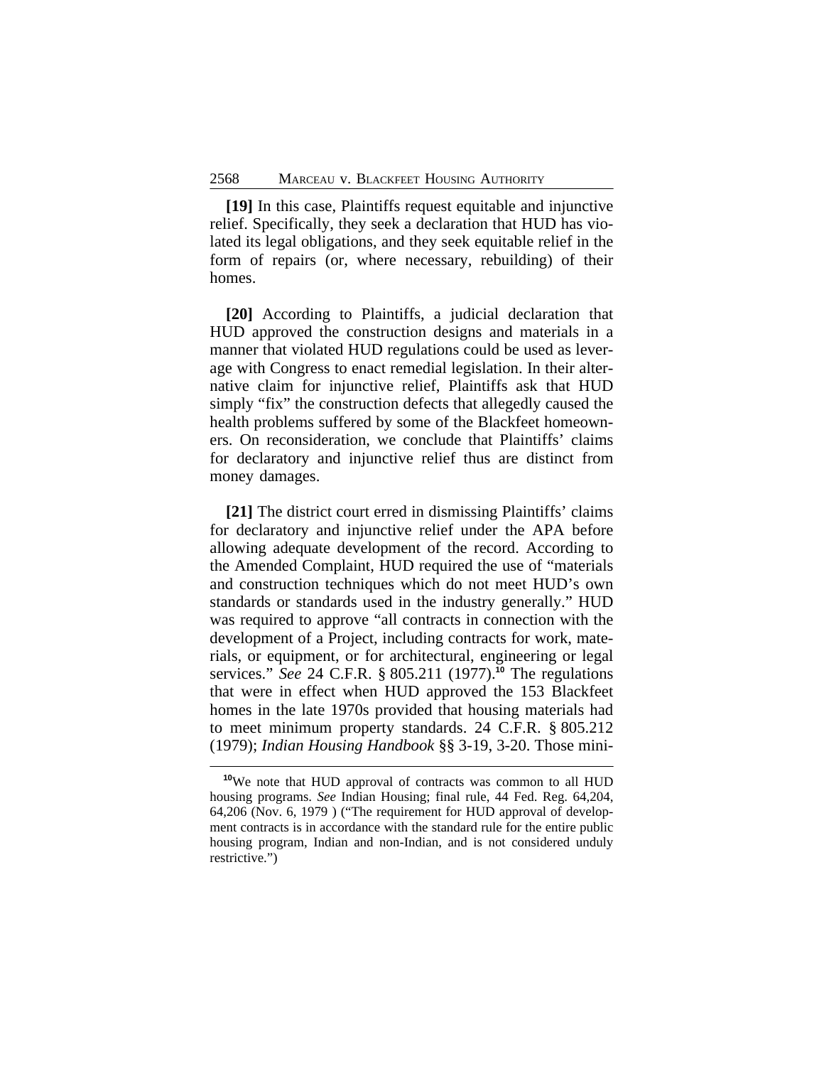**[19]** In this case, Plaintiffs request equitable and injunctive relief. Specifically, they seek a declaration that HUD has violated its legal obligations, and they seek equitable relief in the form of repairs (or, where necessary, rebuilding) of their homes.

**[20]** According to Plaintiffs, a judicial declaration that HUD approved the construction designs and materials in a manner that violated HUD regulations could be used as leverage with Congress to enact remedial legislation. In their alternative claim for injunctive relief, Plaintiffs ask that HUD simply "fix" the construction defects that allegedly caused the health problems suffered by some of the Blackfeet homeowners. On reconsideration, we conclude that Plaintiffs' claims for declaratory and injunctive relief thus are distinct from money damages.

**[21]** The district court erred in dismissing Plaintiffs' claims for declaratory and injunctive relief under the APA before allowing adequate development of the record. According to the Amended Complaint, HUD required the use of "materials and construction techniques which do not meet HUD's own standards or standards used in the industry generally." HUD was required to approve "all contracts in connection with the development of a Project, including contracts for work, materials, or equipment, or for architectural, engineering or legal services." *See* 24 C.F.R. § 805.211 (1977).[10] The regulations that were in effect when HUD approved the 153 Blackfeet homes in the late 1970s provided that housing materials had to meet minimum property standards. 24 C.F.R. § 805.212 (1979); *Indian Housing Handbook* §§ 3-19, 3-20. Those mini-

[10] We note that HUD approval of contracts was common to all HUD housing programs. *See* Indian Housing; final rule, 44 Fed. Reg. 64,204, 64,206 (Nov. 6, 1979 ) ("The requirement for HUD approval of development contracts is in accordance with the standard rule for the entire public housing program, Indian and non-Indian, and is not considered unduly restrictive.")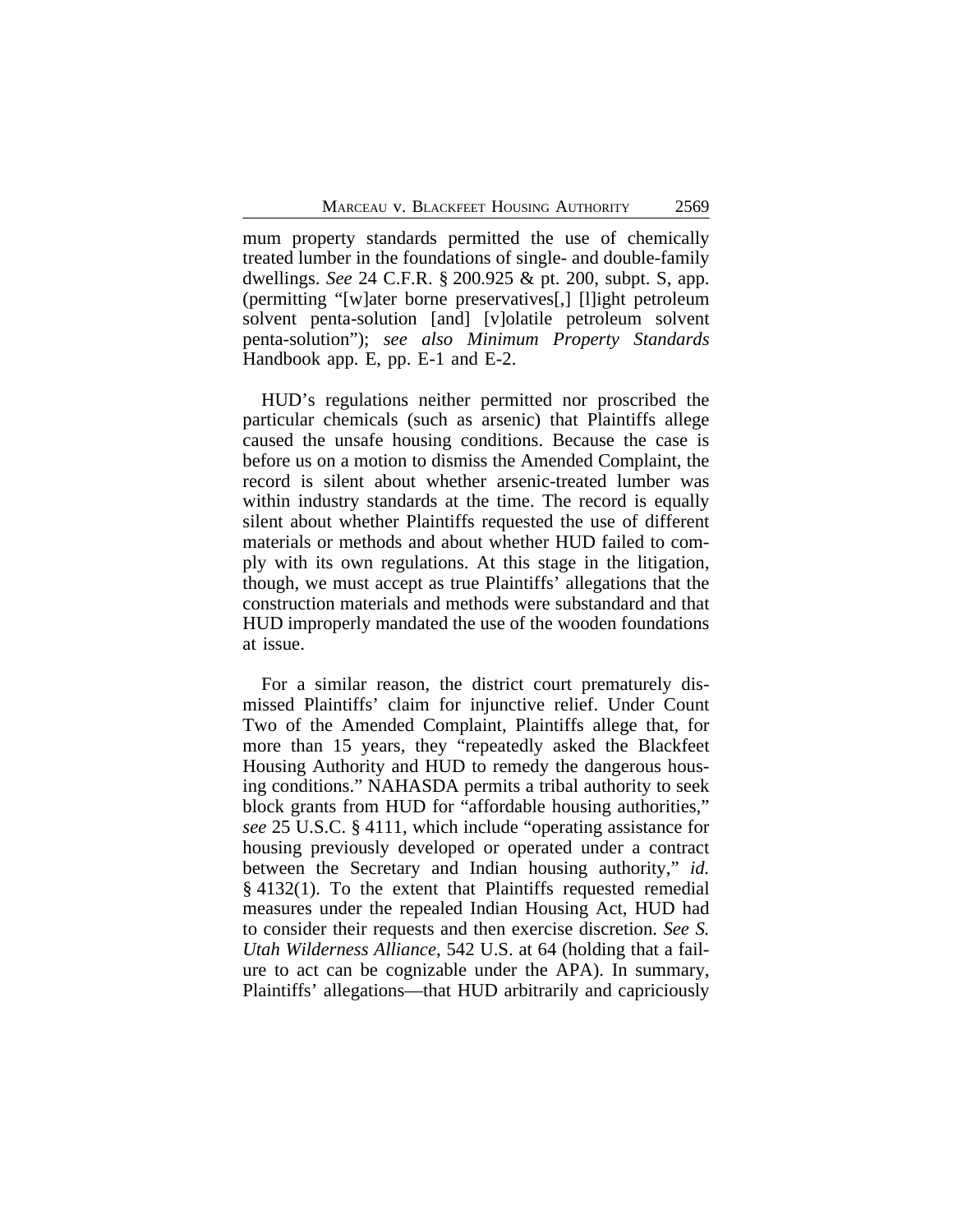mum property standards permitted the use of chemically treated lumber in the foundations of single- and double-family dwellings. *See* 24 C.F.R. § 200.925 & pt. 200, subpt. S, app. (permitting "[w]ater borne preservatives[,] [l]ight petroleum solvent penta-solution [and] [v]olatile petroleum solvent penta-solution"); *see also Minimum Property Standards* Handbook app. E, pp. E-1 and E-2.

HUD's regulations neither permitted nor proscribed the particular chemicals (such as arsenic) that Plaintiffs allege caused the unsafe housing conditions. Because the case is before us on a motion to dismiss the Amended Complaint, the record is silent about whether arsenic-treated lumber was within industry standards at the time. The record is equally silent about whether Plaintiffs requested the use of different materials or methods and about whether HUD failed to comply with its own regulations. At this stage in the litigation, though, we must accept as true Plaintiffs' allegations that the construction materials and methods were substandard and that HUD improperly mandated the use of the wooden foundations at issue.

For a similar reason, the district court prematurely dismissed Plaintiffs' claim for injunctive relief. Under Count Two of the Amended Complaint, Plaintiffs allege that, for more than 15 years, they "repeatedly asked the Blackfeet Housing Authority and HUD to remedy the dangerous housing conditions." NAHASDA permits a tribal authority to seek block grants from HUD for "affordable housing authorities," *see* 25 U.S.C. § 4111, which include "operating assistance for housing previously developed or operated under a contract between the Secretary and Indian housing authority," *id.* § 4132(1). To the extent that Plaintiffs requested remedial measures under the repealed Indian Housing Act, HUD had to consider their requests and then exercise discretion. *See S. Utah Wilderness Alliance*, 542 U.S. at 64 (holding that a failure to act can be cognizable under the APA). In summary, Plaintiffs' allegations—that HUD arbitrarily and capriciously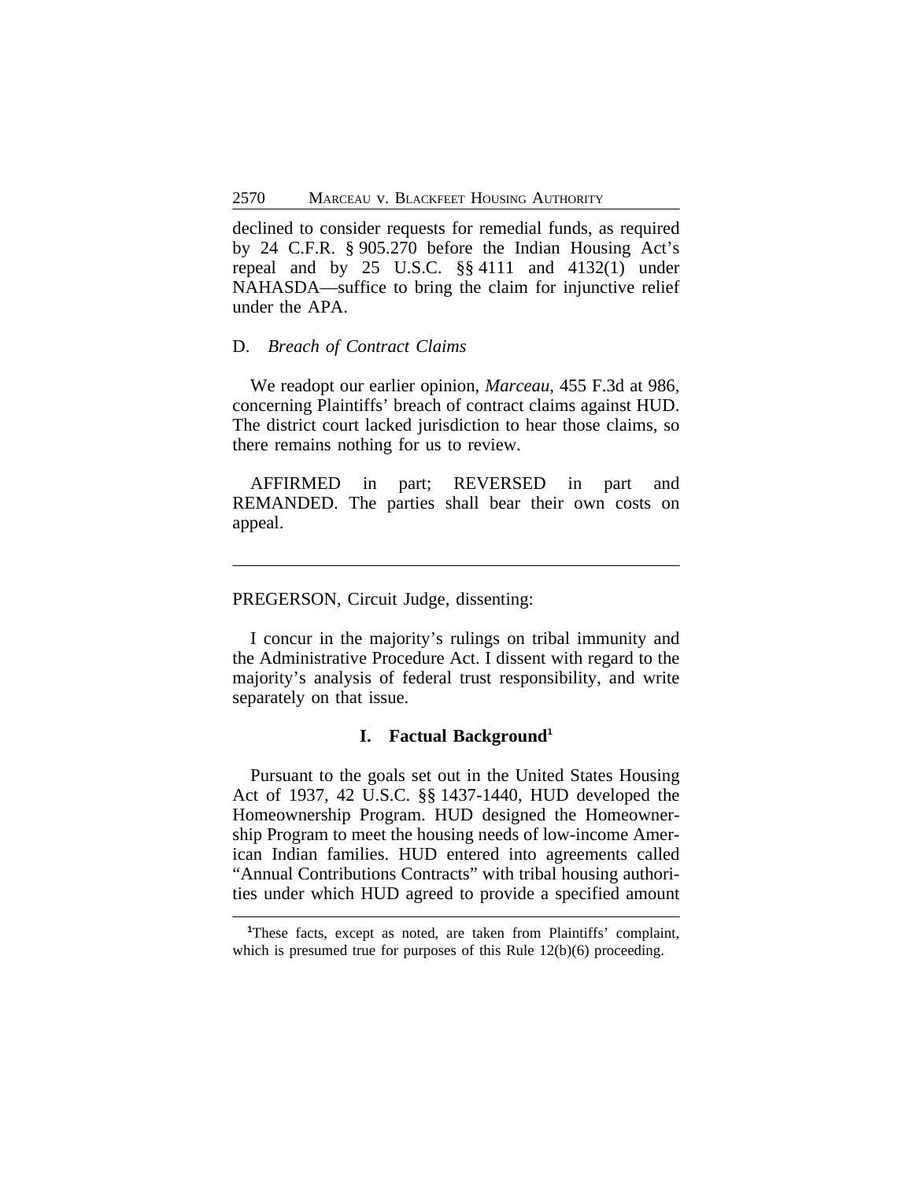declined to consider requests for remedial funds, as required by 24 C.F.R. § 905.270 before the Indian Housing Act's repeal and by 25 U.S.C. §§ 4111 and 4132(1) under NAHASDA—suffice to bring the claim for injunctive relief under the APA.

D. *Breach of Contract Claims*

We readopt our earlier opinion, *Marceau*, 455 F.3d at 986, concerning Plaintiffs' breach of contract claims against HUD. The district court lacked jurisdiction to hear those claims, so there remains nothing for us to review.

AFFIRMED in part; REVERSED in part and REMANDED. The parties shall bear their own costs on appeal.

---

PREGERSON, Circuit Judge, dissenting:

I concur in the majority's rulings on tribal immunity and the Administrative Procedure Act. I dissent with regard to the majority's analysis of federal trust responsibility, and write separately on that issue.

## I. Factual Background[1]

Pursuant to the goals set out in the United States Housing Act of 1937, 42 U.S.C. §§ 1437-1440, HUD developed the Homeownership Program. HUD designed the Homeownership Program to meet the housing needs of low-income American Indian families. HUD entered into agreements called "Annual Contributions Contracts" with tribal housing authorities under which HUD agreed to provide a specified amount

---

[1]These facts, except as noted, are taken from Plaintiffs' complaint, which is presumed true for purposes of this Rule 12(b)(6) proceeding.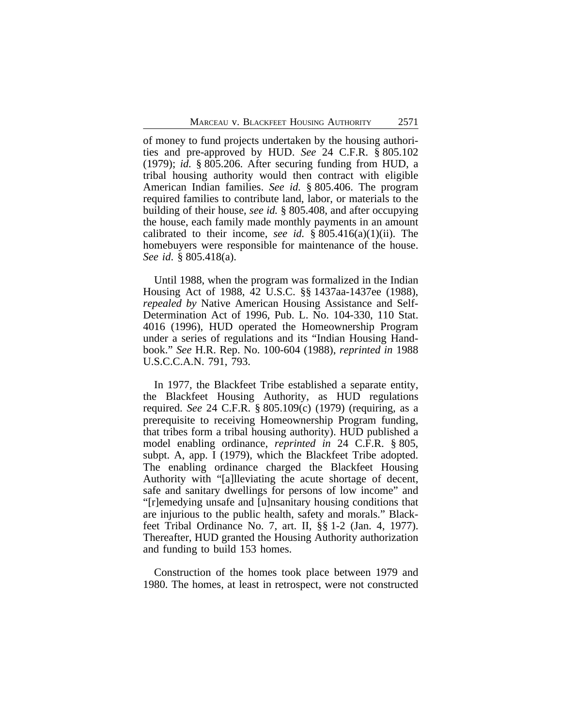of money to fund projects undertaken by the housing authorities and pre-approved by HUD. *See* 24 C.F.R. § 805.102 (1979); *id.* § 805.206. After securing funding from HUD, a tribal housing authority would then contract with eligible American Indian families. *See id.* § 805.406. The program required families to contribute land, labor, or materials to the building of their house, *see id.* § 805.408, and after occupying the house, each family made monthly payments in an amount calibrated to their income, *see id.* § 805.416(a)(1)(ii). The homebuyers were responsible for maintenance of the house. *See id.* § 805.418(a).

Until 1988, when the program was formalized in the Indian Housing Act of 1988, 42 U.S.C. §§ 1437aa-1437ee (1988), *repealed by* Native American Housing Assistance and Self-Determination Act of 1996, Pub. L. No. 104-330, 110 Stat. 4016 (1996), HUD operated the Homeownership Program under a series of regulations and its "Indian Housing Handbook." *See* H.R. Rep. No. 100-604 (1988), *reprinted in* 1988 U.S.C.C.A.N. 791, 793.

In 1977, the Blackfeet Tribe established a separate entity, the Blackfeet Housing Authority, as HUD regulations required. *See* 24 C.F.R. § 805.109(c) (1979) (requiring, as a prerequisite to receiving Homeownership Program funding, that tribes form a tribal housing authority). HUD published a model enabling ordinance, *reprinted in* 24 C.F.R. § 805, subpt. A, app. I (1979), which the Blackfeet Tribe adopted. The enabling ordinance charged the Blackfeet Housing Authority with "[a]lleviating the acute shortage of decent, safe and sanitary dwellings for persons of low income" and "[r]emedying unsafe and [u]nsanitary housing conditions that are injurious to the public health, safety and morals." Blackfeet Tribal Ordinance No. 7, art. II, §§ 1-2 (Jan. 4, 1977). Thereafter, HUD granted the Housing Authority authorization and funding to build 153 homes.

Construction of the homes took place between 1979 and 1980. The homes, at least in retrospect, were not constructed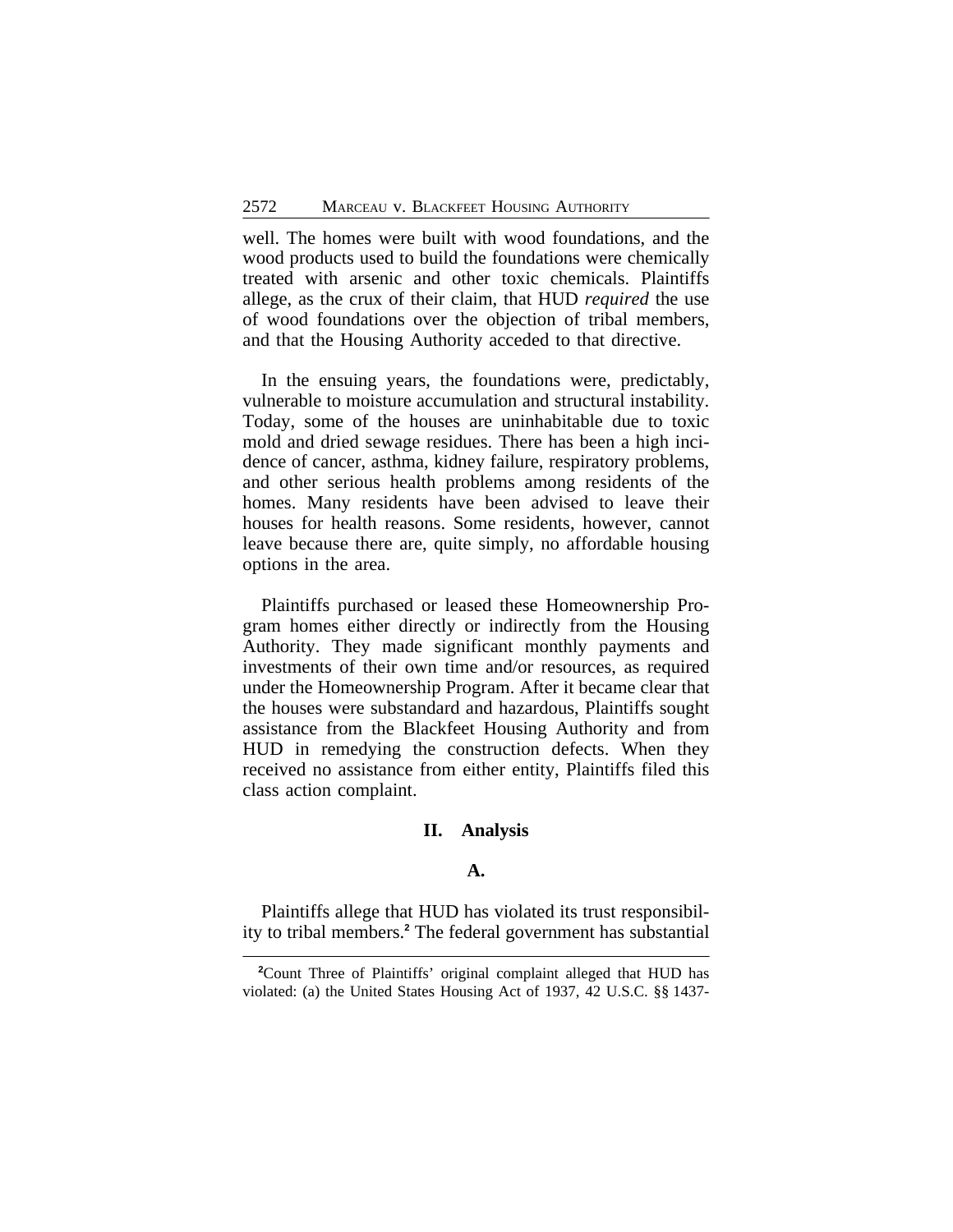well. The homes were built with wood foundations, and the wood products used to build the foundations were chemically treated with arsenic and other toxic chemicals. Plaintiffs allege, as the crux of their claim, that HUD *required* the use of wood foundations over the objection of tribal members, and that the Housing Authority acceded to that directive.

In the ensuing years, the foundations were, predictably, vulnerable to moisture accumulation and structural instability. Today, some of the houses are uninhabitable due to toxic mold and dried sewage residues. There has been a high incidence of cancer, asthma, kidney failure, respiratory problems, and other serious health problems among residents of the homes. Many residents have been advised to leave their houses for health reasons. Some residents, however, cannot leave because there are, quite simply, no affordable housing options in the area.

Plaintiffs purchased or leased these Homeownership Program homes either directly or indirectly from the Housing Authority. They made significant monthly payments and investments of their own time and/or resources, as required under the Homeownership Program. After it became clear that the houses were substandard and hazardous, Plaintiffs sought assistance from the Blackfeet Housing Authority and from HUD in remedying the construction defects. When they received no assistance from either entity, Plaintiffs filed this class action complaint.

## II. Analysis

### A.

Plaintiffs allege that HUD has violated its trust responsibility to tribal members.[2] The federal government has substantial

[2]Count Three of Plaintiffs' original complaint alleged that HUD has violated: (a) the United States Housing Act of 1937, 42 U.S.C. §§ 1437-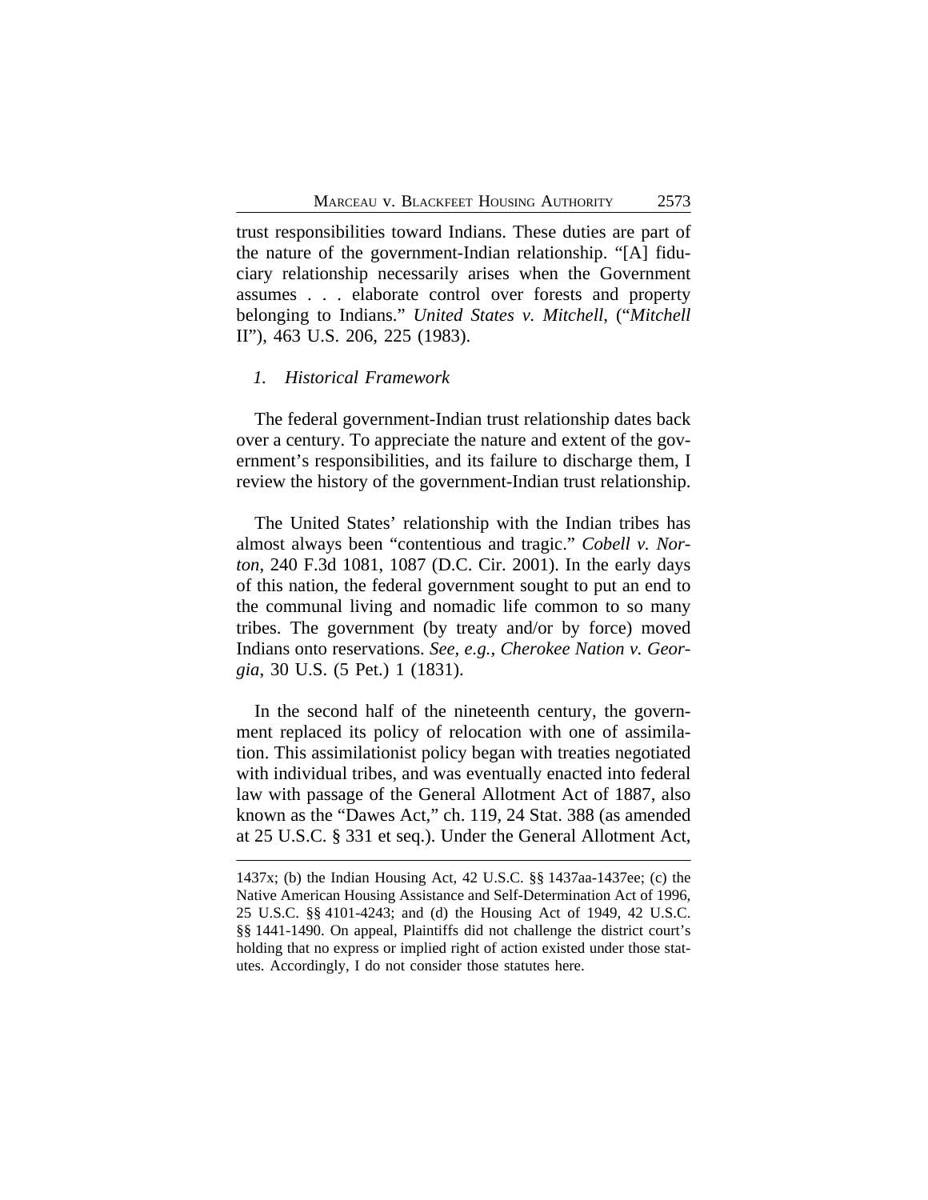trust responsibilities toward Indians. These duties are part of the nature of the government-Indian relationship. "[A] fiduciary relationship necessarily arises when the Government assumes . . . elaborate control over forests and property belonging to Indians." *United States v. Mitchell*, ("*Mitchell* II"), 463 U.S. 206, 225 (1983).

*1. Historical Framework*

The federal government-Indian trust relationship dates back over a century. To appreciate the nature and extent of the government's responsibilities, and its failure to discharge them, I review the history of the government-Indian trust relationship.

The United States' relationship with the Indian tribes has almost always been "contentious and tragic." *Cobell v. Norton*, 240 F.3d 1081, 1087 (D.C. Cir. 2001). In the early days of this nation, the federal government sought to put an end to the communal living and nomadic life common to so many tribes. The government (by treaty and/or by force) moved Indians onto reservations. *See, e.g., Cherokee Nation v. Georgia*, 30 U.S. (5 Pet.) 1 (1831).

In the second half of the nineteenth century, the government replaced its policy of relocation with one of assimilation. This assimilationist policy began with treaties negotiated with individual tribes, and was eventually enacted into federal law with passage of the General Allotment Act of 1887, also known as the "Dawes Act," ch. 119, 24 Stat. 388 (as amended at 25 U.S.C. § 331 et seq.). Under the General Allotment Act,

---

1437x; (b) the Indian Housing Act, 42 U.S.C. §§ 1437aa-1437ee; (c) the Native American Housing Assistance and Self-Determination Act of 1996, 25 U.S.C. §§ 4101-4243; and (d) the Housing Act of 1949, 42 U.S.C. §§ 1441-1490. On appeal, Plaintiffs did not challenge the district court's holding that no express or implied right of action existed under those statutes. Accordingly, I do not consider those statutes here.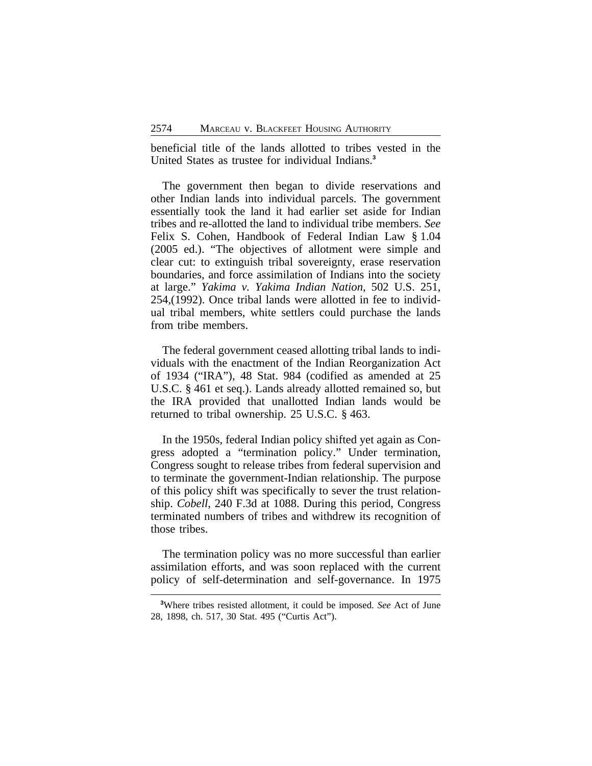beneficial title of the lands allotted to tribes vested in the United States as trustee for individual Indians.[3]

The government then began to divide reservations and other Indian lands into individual parcels. The government essentially took the land it had earlier set aside for Indian tribes and re-allotted the land to individual tribe members. *See* Felix S. Cohen, Handbook of Federal Indian Law § 1.04 (2005 ed.). "The objectives of allotment were simple and clear cut: to extinguish tribal sovereignty, erase reservation boundaries, and force assimilation of Indians into the society at large." *Yakima v. Yakima Indian Nation*, 502 U.S. 251, 254,(1992). Once tribal lands were allotted in fee to individual tribal members, white settlers could purchase the lands from tribe members.

The federal government ceased allotting tribal lands to individuals with the enactment of the Indian Reorganization Act of 1934 ("IRA"), 48 Stat. 984 (codified as amended at 25 U.S.C. § 461 et seq.). Lands already allotted remained so, but the IRA provided that unallotted Indian lands would be returned to tribal ownership. 25 U.S.C. § 463.

In the 1950s, federal Indian policy shifted yet again as Congress adopted a "termination policy." Under termination, Congress sought to release tribes from federal supervision and to terminate the government-Indian relationship. The purpose of this policy shift was specifically to sever the trust relationship. *Cobell*, 240 F.3d at 1088. During this period, Congress terminated numbers of tribes and withdrew its recognition of those tribes.

The termination policy was no more successful than earlier assimilation efforts, and was soon replaced with the current policy of self-determination and self-governance. In 1975

[3]Where tribes resisted allotment, it could be imposed. *See* Act of June 28, 1898, ch. 517, 30 Stat. 495 ("Curtis Act").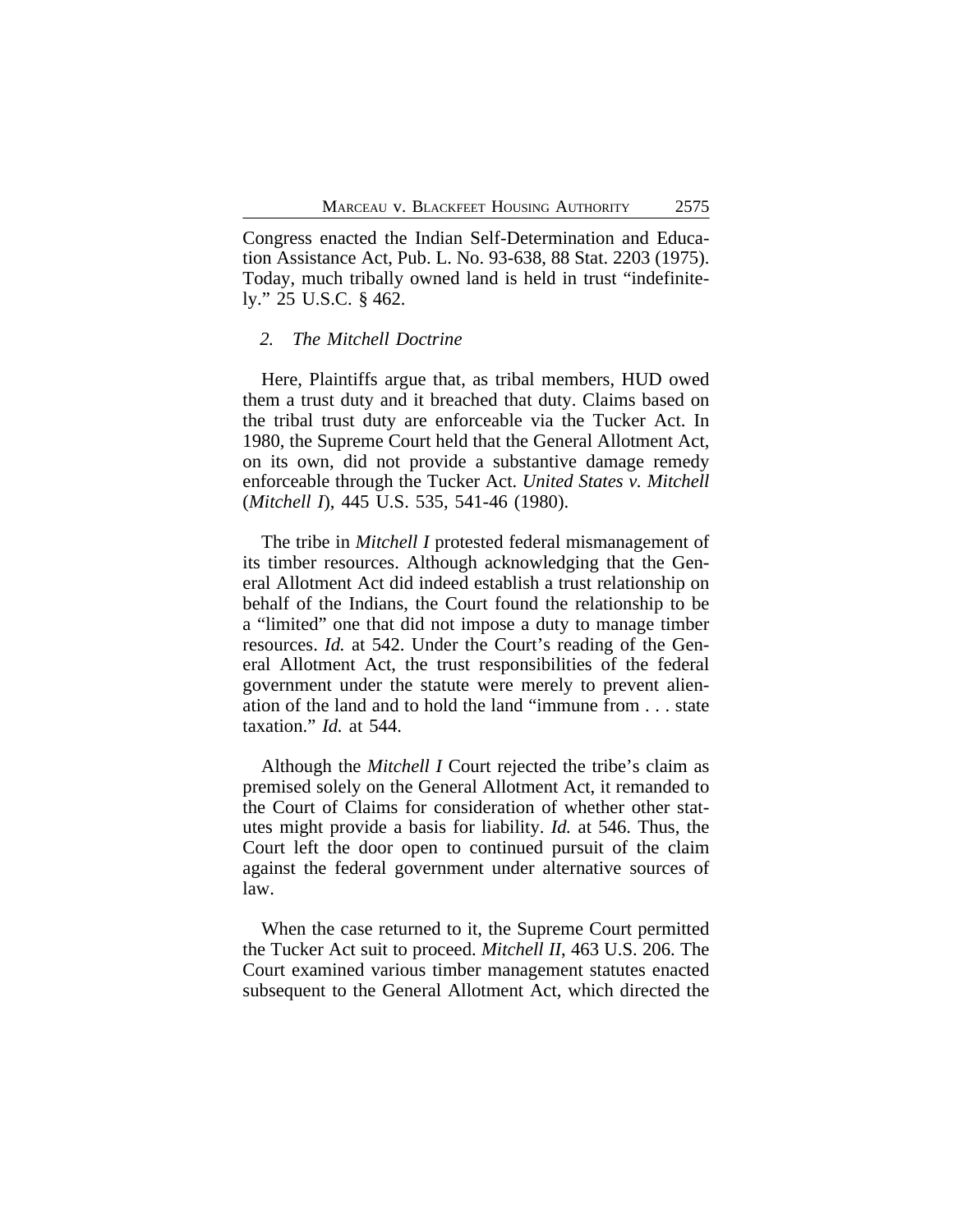Congress enacted the Indian Self-Determination and Education Assistance Act, Pub. L. No. 93-638, 88 Stat. 2203 (1975). Today, much tribally owned land is held in trust "indefinitely." 25 U.S.C. § 462.

### 2. *The Mitchell Doctrine*

Here, Plaintiffs argue that, as tribal members, HUD owed them a trust duty and it breached that duty. Claims based on the tribal trust duty are enforceable via the Tucker Act. In 1980, the Supreme Court held that the General Allotment Act, on its own, did not provide a substantive damage remedy enforceable through the Tucker Act. *United States v. Mitchell* (*Mitchell I*), 445 U.S. 535, 541-46 (1980).

The tribe in *Mitchell I* protested federal mismanagement of its timber resources. Although acknowledging that the General Allotment Act did indeed establish a trust relationship on behalf of the Indians, the Court found the relationship to be a "limited" one that did not impose a duty to manage timber resources. *Id.* at 542. Under the Court's reading of the General Allotment Act, the trust responsibilities of the federal government under the statute were merely to prevent alienation of the land and to hold the land "immune from . . . state taxation." *Id.* at 544.

Although the *Mitchell I* Court rejected the tribe's claim as premised solely on the General Allotment Act, it remanded to the Court of Claims for consideration of whether other statutes might provide a basis for liability. *Id.* at 546. Thus, the Court left the door open to continued pursuit of the claim against the federal government under alternative sources of law.

When the case returned to it, the Supreme Court permitted the Tucker Act suit to proceed. *Mitchell II*, 463 U.S. 206. The Court examined various timber management statutes enacted subsequent to the General Allotment Act, which directed the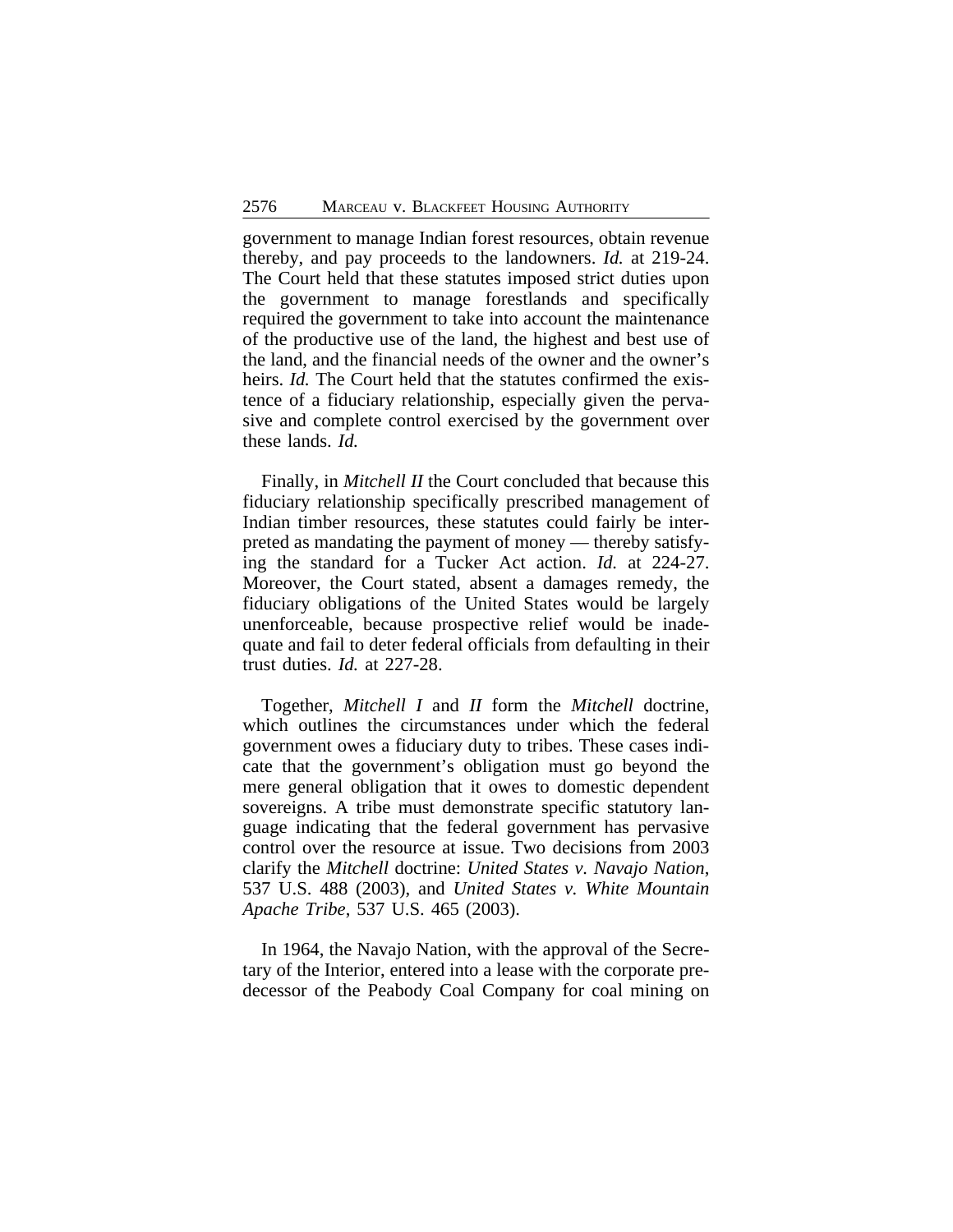government to manage Indian forest resources, obtain revenue thereby, and pay proceeds to the landowners. *Id.* at 219-24. The Court held that these statutes imposed strict duties upon the government to manage forestlands and specifically required the government to take into account the maintenance of the productive use of the land, the highest and best use of the land, and the financial needs of the owner and the owner's heirs. *Id.* The Court held that the statutes confirmed the existence of a fiduciary relationship, especially given the pervasive and complete control exercised by the government over these lands. *Id.*

Finally, in *Mitchell II* the Court concluded that because this fiduciary relationship specifically prescribed management of Indian timber resources, these statutes could fairly be interpreted as mandating the payment of money — thereby satisfying the standard for a Tucker Act action. *Id.* at 224-27. Moreover, the Court stated, absent a damages remedy, the fiduciary obligations of the United States would be largely unenforceable, because prospective relief would be inadequate and fail to deter federal officials from defaulting in their trust duties. *Id.* at 227-28.

Together, *Mitchell I* and *II* form the *Mitchell* doctrine, which outlines the circumstances under which the federal government owes a fiduciary duty to tribes. These cases indicate that the government's obligation must go beyond the mere general obligation that it owes to domestic dependent sovereigns. A tribe must demonstrate specific statutory language indicating that the federal government has pervasive control over the resource at issue. Two decisions from 2003 clarify the *Mitchell* doctrine: *United States v. Navajo Nation*, 537 U.S. 488 (2003), and *United States v. White Mountain Apache Tribe*, 537 U.S. 465 (2003).

In 1964, the Navajo Nation, with the approval of the Secretary of the Interior, entered into a lease with the corporate predecessor of the Peabody Coal Company for coal mining on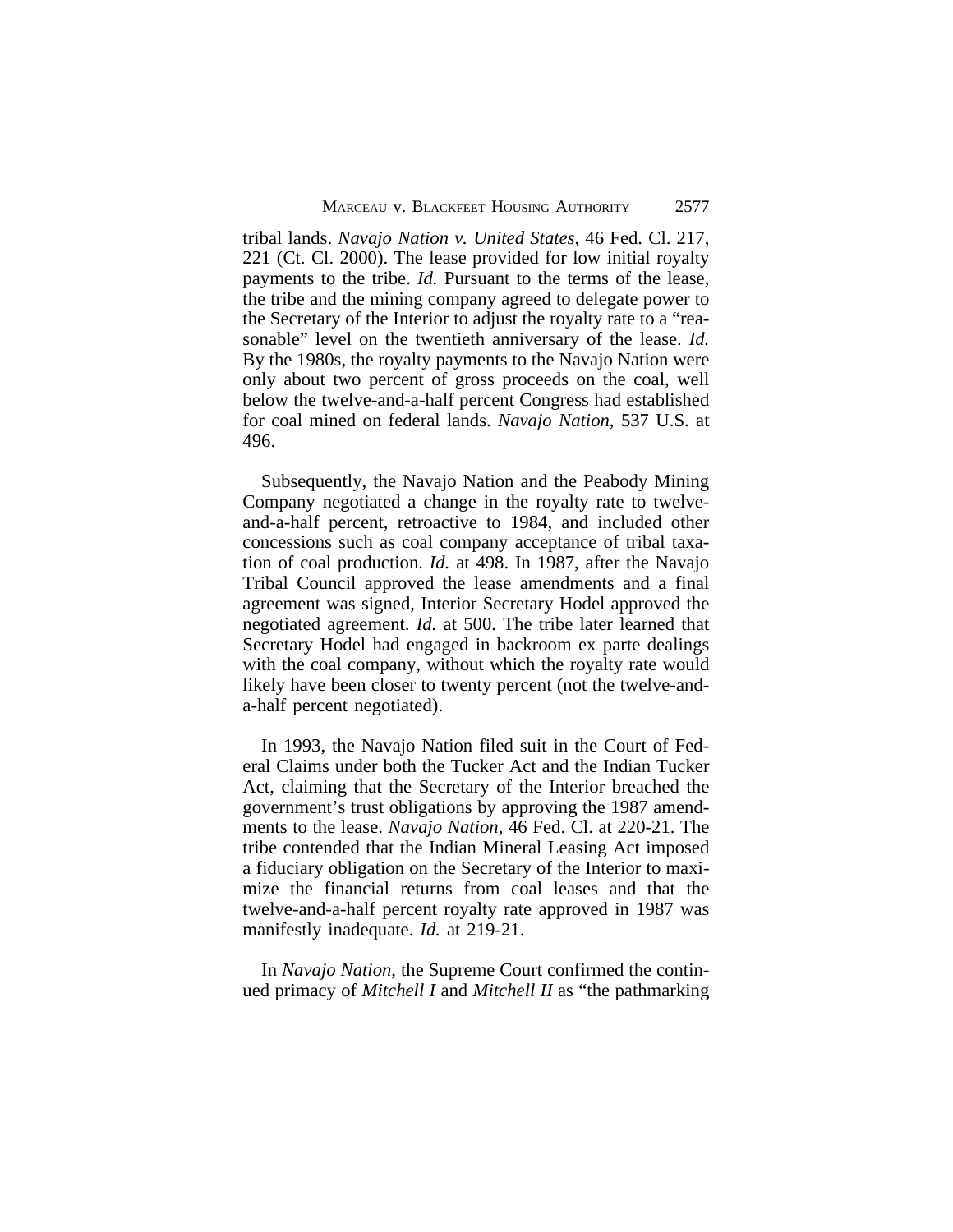tribal lands. *Navajo Nation v. United States*, 46 Fed. Cl. 217, 221 (Ct. Cl. 2000). The lease provided for low initial royalty payments to the tribe. *Id.* Pursuant to the terms of the lease, the tribe and the mining company agreed to delegate power to the Secretary of the Interior to adjust the royalty rate to a "reasonable" level on the twentieth anniversary of the lease. *Id.* By the 1980s, the royalty payments to the Navajo Nation were only about two percent of gross proceeds on the coal, well below the twelve-and-a-half percent Congress had established for coal mined on federal lands. *Navajo Nation*, 537 U.S. at 496.

Subsequently, the Navajo Nation and the Peabody Mining Company negotiated a change in the royalty rate to twelve-and-a-half percent, retroactive to 1984, and included other concessions such as coal company acceptance of tribal taxation of coal production. *Id.* at 498. In 1987, after the Navajo Tribal Council approved the lease amendments and a final agreement was signed, Interior Secretary Hodel approved the negotiated agreement. *Id.* at 500. The tribe later learned that Secretary Hodel had engaged in backroom ex parte dealings with the coal company, without which the royalty rate would likely have been closer to twenty percent (not the twelve-and-a-half percent negotiated).

In 1993, the Navajo Nation filed suit in the Court of Federal Claims under both the Tucker Act and the Indian Tucker Act, claiming that the Secretary of the Interior breached the government's trust obligations by approving the 1987 amendments to the lease. *Navajo Nation*, 46 Fed. Cl. at 220-21. The tribe contended that the Indian Mineral Leasing Act imposed a fiduciary obligation on the Secretary of the Interior to maximize the financial returns from coal leases and that the twelve-and-a-half percent royalty rate approved in 1987 was manifestly inadequate. *Id.* at 219-21.

In *Navajo Nation*, the Supreme Court confirmed the continued primacy of *Mitchell I* and *Mitchell II* as "the pathmarking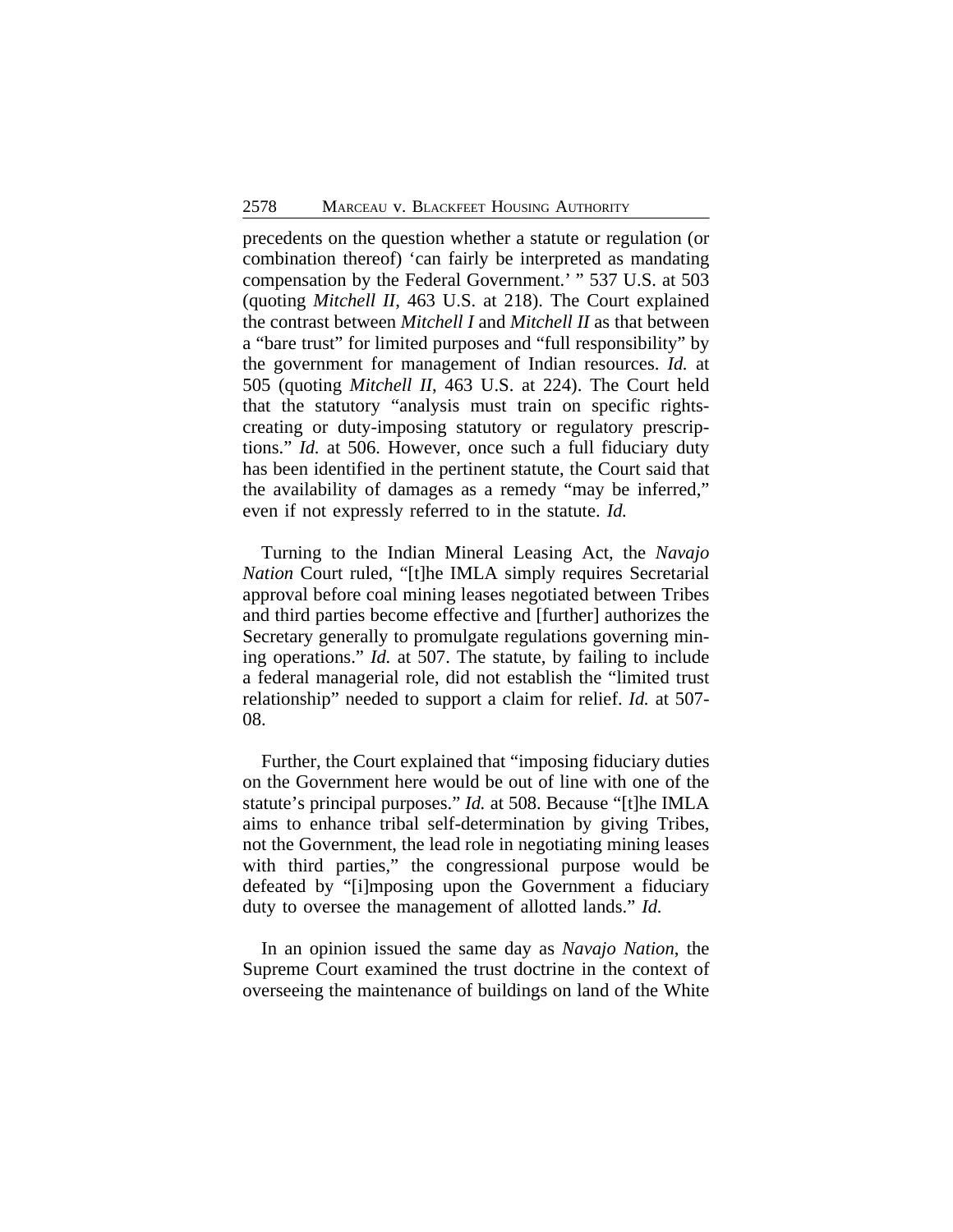precedents on the question whether a statute or regulation (or combination thereof) 'can fairly be interpreted as mandating compensation by the Federal Government.' " 537 U.S. at 503 (quoting *Mitchell II*, 463 U.S. at 218). The Court explained the contrast between *Mitchell I* and *Mitchell II* as that between a "bare trust" for limited purposes and "full responsibility" by the government for management of Indian resources. *Id.* at 505 (quoting *Mitchell II*, 463 U.S. at 224). The Court held that the statutory "analysis must train on specific rights-creating or duty-imposing statutory or regulatory prescriptions." *Id.* at 506. However, once such a full fiduciary duty has been identified in the pertinent statute, the Court said that the availability of damages as a remedy "may be inferred," even if not expressly referred to in the statute. *Id.*

Turning to the Indian Mineral Leasing Act, the *Navajo Nation* Court ruled, "[t]he IMLA simply requires Secretarial approval before coal mining leases negotiated between Tribes and third parties become effective and [further] authorizes the Secretary generally to promulgate regulations governing mining operations." *Id.* at 507. The statute, by failing to include a federal managerial role, did not establish the "limited trust relationship" needed to support a claim for relief. *Id.* at 507-08.

Further, the Court explained that "imposing fiduciary duties on the Government here would be out of line with one of the statute's principal purposes." *Id.* at 508. Because "[t]he IMLA aims to enhance tribal self-determination by giving Tribes, not the Government, the lead role in negotiating mining leases with third parties," the congressional purpose would be defeated by "[i]mposing upon the Government a fiduciary duty to oversee the management of allotted lands." *Id.*

In an opinion issued the same day as *Navajo Nation*, the Supreme Court examined the trust doctrine in the context of overseeing the maintenance of buildings on land of the White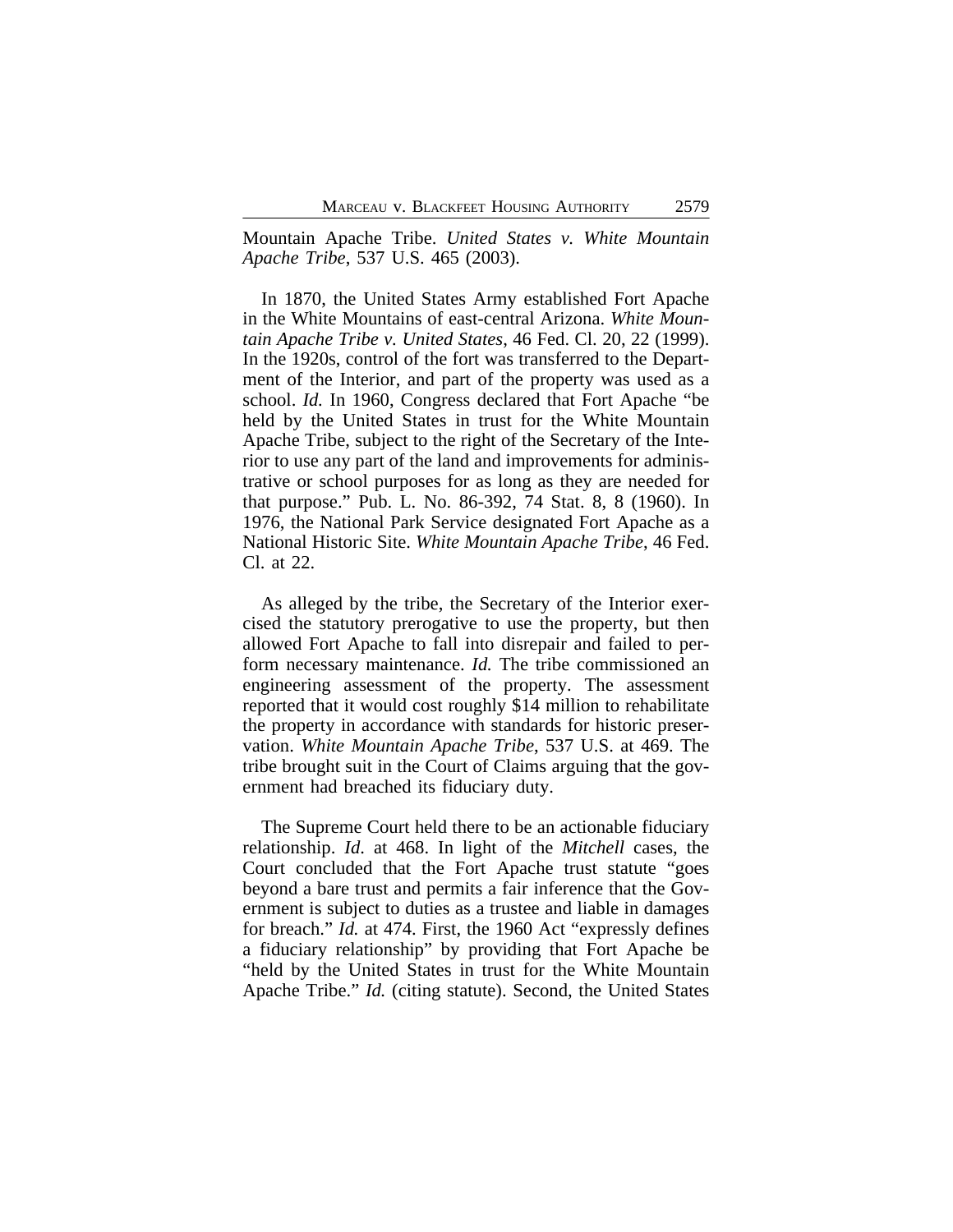Mountain Apache Tribe. *United States v. White Mountain Apache Tribe*, 537 U.S. 465 (2003).

In 1870, the United States Army established Fort Apache in the White Mountains of east-central Arizona. *White Mountain Apache Tribe v. United States*, 46 Fed. Cl. 20, 22 (1999). In the 1920s, control of the fort was transferred to the Department of the Interior, and part of the property was used as a school. *Id.* In 1960, Congress declared that Fort Apache "be held by the United States in trust for the White Mountain Apache Tribe, subject to the right of the Secretary of the Interior to use any part of the land and improvements for administrative or school purposes for as long as they are needed for that purpose." Pub. L. No. 86-392, 74 Stat. 8, 8 (1960). In 1976, the National Park Service designated Fort Apache as a National Historic Site. *White Mountain Apache Tribe*, 46 Fed. Cl. at 22.

As alleged by the tribe, the Secretary of the Interior exercised the statutory prerogative to use the property, but then allowed Fort Apache to fall into disrepair and failed to perform necessary maintenance. *Id.* The tribe commissioned an engineering assessment of the property. The assessment reported that it would cost roughly $14 million to rehabilitate the property in accordance with standards for historic preservation. *White Mountain Apache Tribe*, 537 U.S. at 469. The tribe brought suit in the Court of Claims arguing that the government had breached its fiduciary duty.

The Supreme Court held there to be an actionable fiduciary relationship. *Id.* at 468. In light of the *Mitchell* cases, the Court concluded that the Fort Apache trust statute "goes beyond a bare trust and permits a fair inference that the Government is subject to duties as a trustee and liable in damages for breach." *Id.* at 474. First, the 1960 Act "expressly defines a fiduciary relationship" by providing that Fort Apache be "held by the United States in trust for the White Mountain Apache Tribe." *Id.* (citing statute). Second, the United States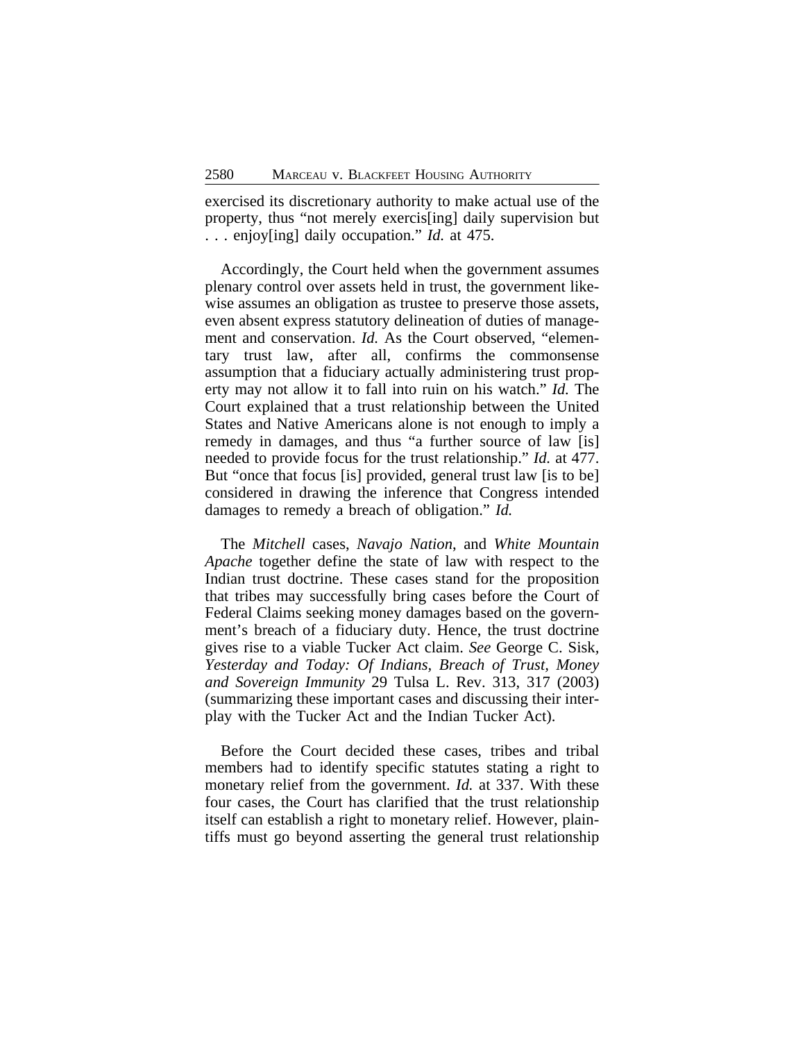exercised its discretionary authority to make actual use of the property, thus "not merely exercis[ing] daily supervision but . . . enjoy[ing] daily occupation." *Id.* at 475.

Accordingly, the Court held when the government assumes plenary control over assets held in trust, the government likewise assumes an obligation as trustee to preserve those assets, even absent express statutory delineation of duties of management and conservation. *Id.* As the Court observed, "elementary trust law, after all, confirms the commonsense assumption that a fiduciary actually administering trust property may not allow it to fall into ruin on his watch." *Id.* The Court explained that a trust relationship between the United States and Native Americans alone is not enough to imply a remedy in damages, and thus "a further source of law [is] needed to provide focus for the trust relationship." *Id.* at 477. But "once that focus [is] provided, general trust law [is to be] considered in drawing the inference that Congress intended damages to remedy a breach of obligation." *Id.*

The *Mitchell* cases, *Navajo Nation*, and *White Mountain Apache* together define the state of law with respect to the Indian trust doctrine. These cases stand for the proposition that tribes may successfully bring cases before the Court of Federal Claims seeking money damages based on the government's breach of a fiduciary duty. Hence, the trust doctrine gives rise to a viable Tucker Act claim. *See* George C. Sisk, *Yesterday and Today: Of Indians, Breach of Trust, Money and Sovereign Immunity* 29 Tulsa L. Rev. 313, 317 (2003) (summarizing these important cases and discussing their interplay with the Tucker Act and the Indian Tucker Act).

Before the Court decided these cases, tribes and tribal members had to identify specific statutes stating a right to monetary relief from the government. *Id.* at 337. With these four cases, the Court has clarified that the trust relationship itself can establish a right to monetary relief. However, plaintiffs must go beyond asserting the general trust relationship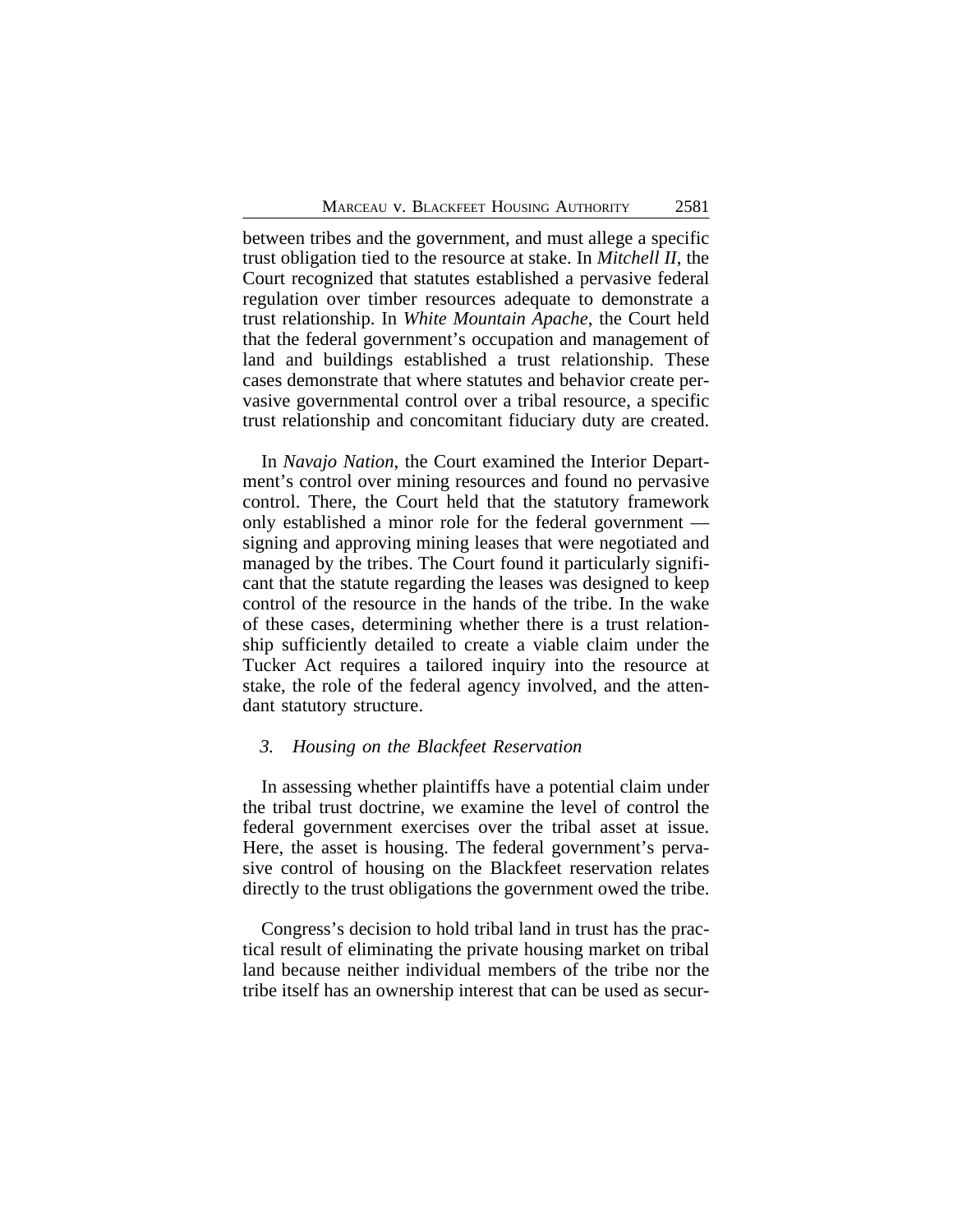between tribes and the government, and must allege a specific trust obligation tied to the resource at stake. In *Mitchell II*, the Court recognized that statutes established a pervasive federal regulation over timber resources adequate to demonstrate a trust relationship. In *White Mountain Apache*, the Court held that the federal government's occupation and management of land and buildings established a trust relationship. These cases demonstrate that where statutes and behavior create pervasive governmental control over a tribal resource, a specific trust relationship and concomitant fiduciary duty are created.

In *Navajo Nation*, the Court examined the Interior Department's control over mining resources and found no pervasive control. There, the Court held that the statutory framework only established a minor role for the federal government — signing and approving mining leases that were negotiated and managed by the tribes. The Court found it particularly significant that the statute regarding the leases was designed to keep control of the resource in the hands of the tribe. In the wake of these cases, determining whether there is a trust relationship sufficiently detailed to create a viable claim under the Tucker Act requires a tailored inquiry into the resource at stake, the role of the federal agency involved, and the attendant statutory structure.

### *3. Housing on the Blackfeet Reservation*

In assessing whether plaintiffs have a potential claim under the tribal trust doctrine, we examine the level of control the federal government exercises over the tribal asset at issue. Here, the asset is housing. The federal government's pervasive control of housing on the Blackfeet reservation relates directly to the trust obligations the government owed the tribe.

Congress's decision to hold tribal land in trust has the practical result of eliminating the private housing market on tribal land because neither individual members of the tribe nor the tribe itself has an ownership interest that can be used as secur-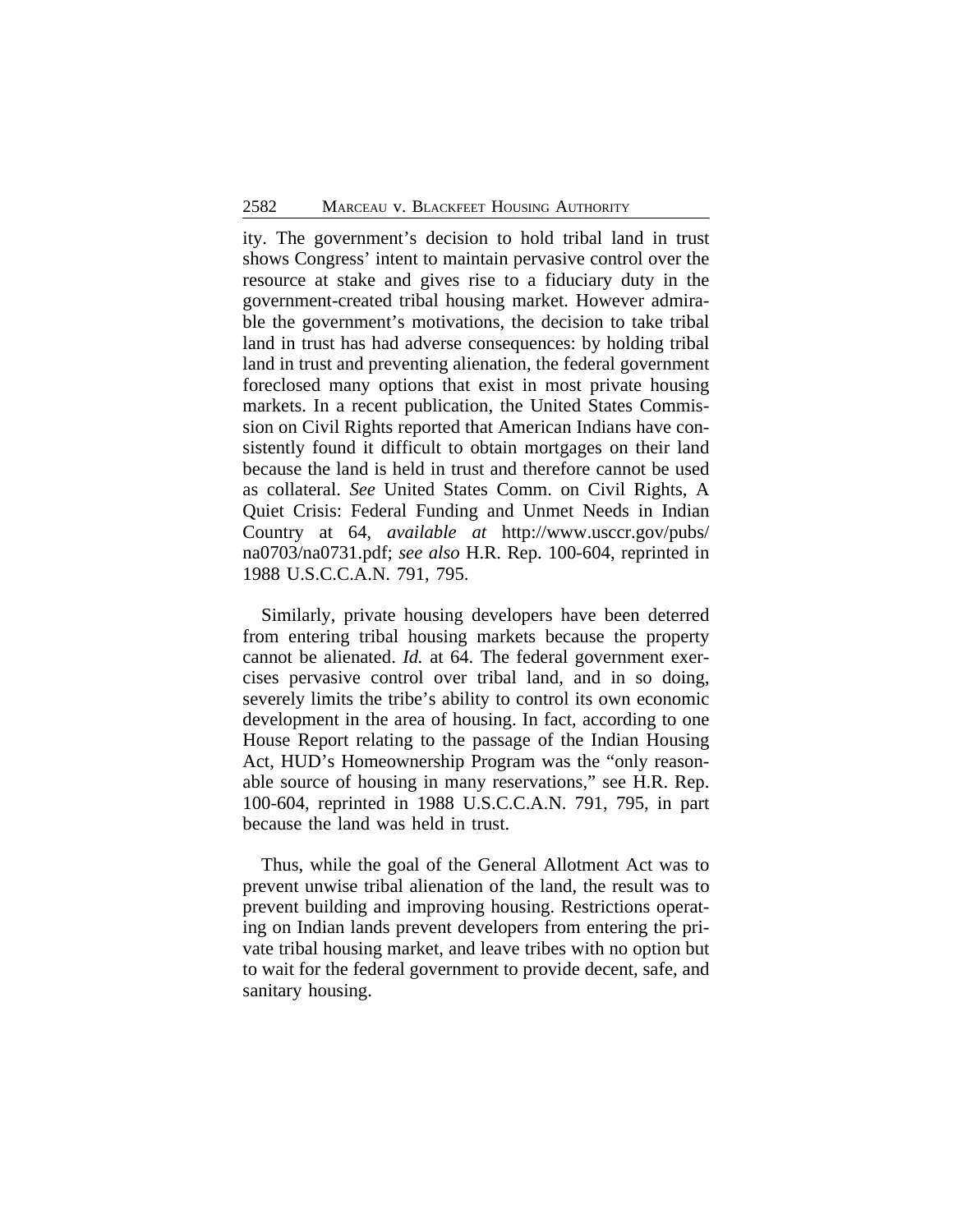ity. The government's decision to hold tribal land in trust shows Congress' intent to maintain pervasive control over the resource at stake and gives rise to a fiduciary duty in the government-created tribal housing market. However admirable the government's motivations, the decision to take tribal land in trust has had adverse consequences: by holding tribal land in trust and preventing alienation, the federal government foreclosed many options that exist in most private housing markets. In a recent publication, the United States Commission on Civil Rights reported that American Indians have consistently found it difficult to obtain mortgages on their land because the land is held in trust and therefore cannot be used as collateral. *See* United States Comm. on Civil Rights, A Quiet Crisis: Federal Funding and Unmet Needs in Indian Country at 64, *available at* http://www.usccr.gov/pubs/na0703/na0731.pdf; *see also* H.R. Rep. 100-604, reprinted in 1988 U.S.C.C.A.N. 791, 795.

Similarly, private housing developers have been deterred from entering tribal housing markets because the property cannot be alienated. *Id.* at 64. The federal government exercises pervasive control over tribal land, and in so doing, severely limits the tribe's ability to control its own economic development in the area of housing. In fact, according to one House Report relating to the passage of the Indian Housing Act, HUD's Homeownership Program was the "only reasonable source of housing in many reservations," see H.R. Rep. 100-604, reprinted in 1988 U.S.C.C.A.N. 791, 795, in part because the land was held in trust.

Thus, while the goal of the General Allotment Act was to prevent unwise tribal alienation of the land, the result was to prevent building and improving housing. Restrictions operating on Indian lands prevent developers from entering the private tribal housing market, and leave tribes with no option but to wait for the federal government to provide decent, safe, and sanitary housing.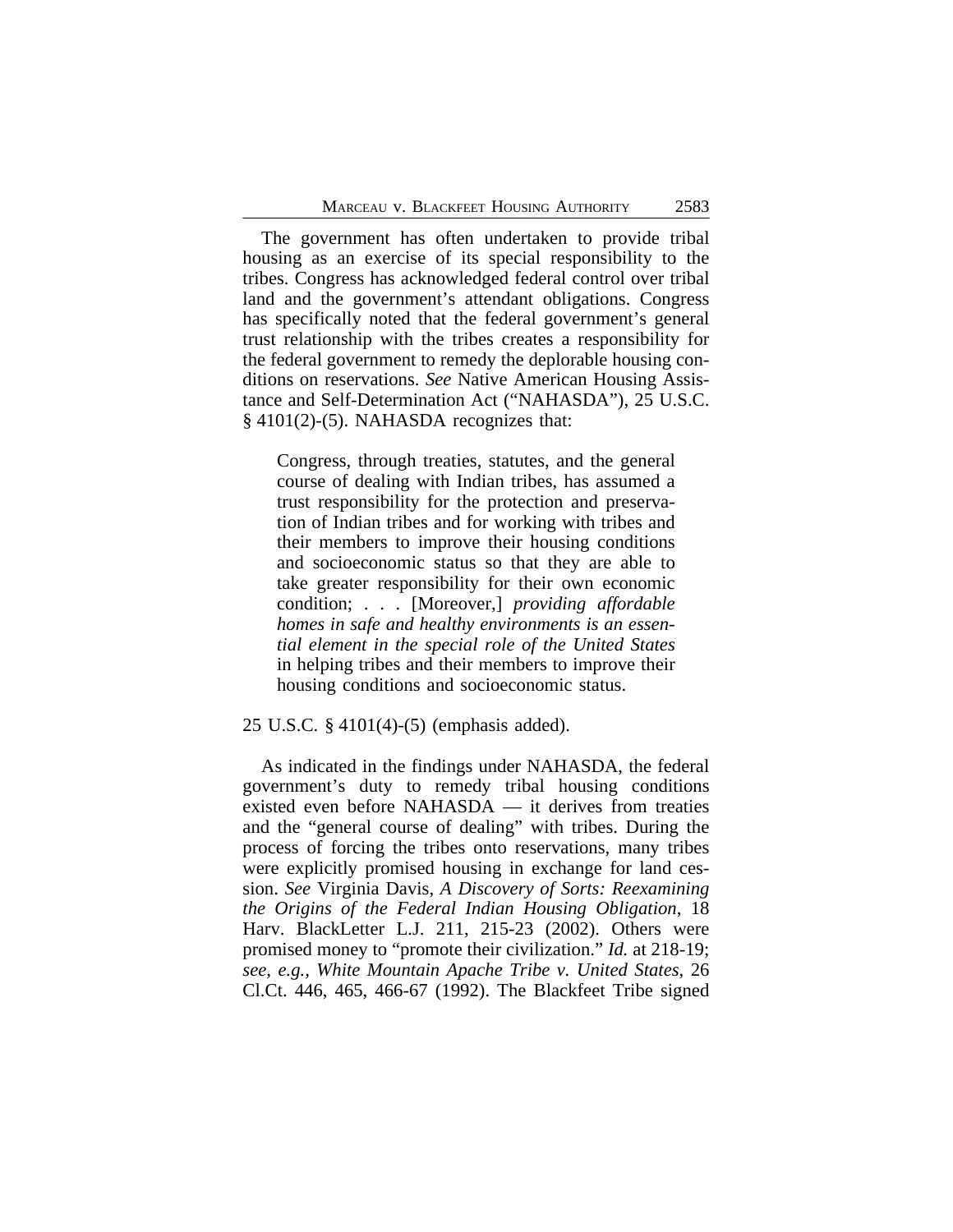The government has often undertaken to provide tribal housing as an exercise of its special responsibility to the tribes. Congress has acknowledged federal control over tribal land and the government's attendant obligations. Congress has specifically noted that the federal government's general trust relationship with the tribes creates a responsibility for the federal government to remedy the deplorable housing conditions on reservations. *See* Native American Housing Assistance and Self-Determination Act ("NAHASDA"), 25 U.S.C. § 4101(2)-(5). NAHASDA recognizes that:

> Congress, through treaties, statutes, and the general course of dealing with Indian tribes, has assumed a trust responsibility for the protection and preservation of Indian tribes and for working with tribes and their members to improve their housing conditions and socioeconomic status so that they are able to take greater responsibility for their own economic condition; . . . [Moreover,] *providing affordable homes in safe and healthy environments is an essential element in the special role of the United States* in helping tribes and their members to improve their housing conditions and socioeconomic status.

25 U.S.C. § 4101(4)-(5) (emphasis added).

As indicated in the findings under NAHASDA, the federal government's duty to remedy tribal housing conditions existed even before NAHASDA — it derives from treaties and the "general course of dealing" with tribes. During the process of forcing the tribes onto reservations, many tribes were explicitly promised housing in exchange for land cession. *See* Virginia Davis, *A Discovery of Sorts: Reexamining the Origins of the Federal Indian Housing Obligation*, 18 Harv. BlackLetter L.J. 211, 215-23 (2002). Others were promised money to "promote their civilization." *Id.* at 218-19; *see, e.g., White Mountain Apache Tribe v. United States*, 26 Cl.Ct. 446, 465, 466-67 (1992). The Blackfeet Tribe signed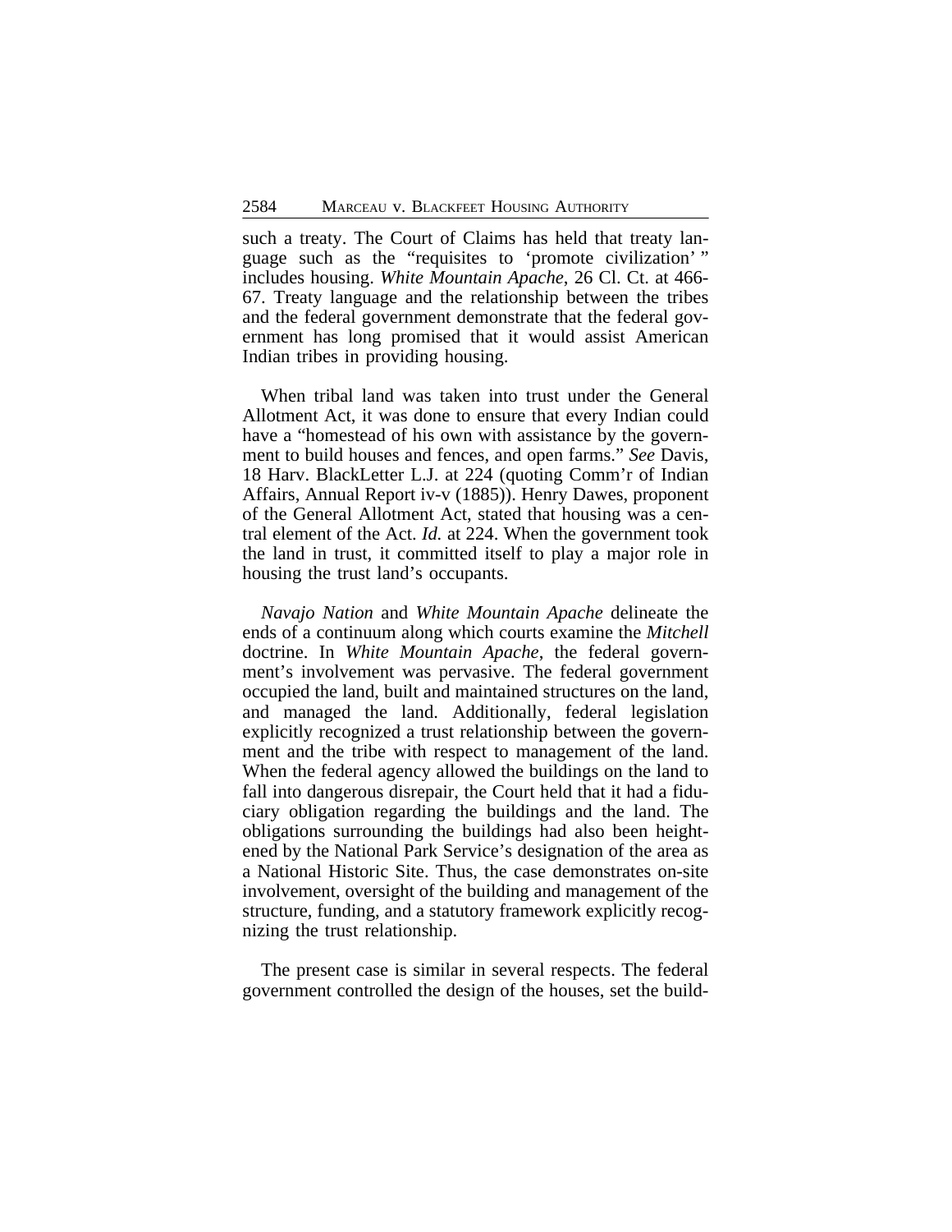such a treaty. The Court of Claims has held that treaty language such as the "requisites to 'promote civilization' " includes housing. *White Mountain Apache*, 26 Cl. Ct. at 466-67. Treaty language and the relationship between the tribes and the federal government demonstrate that the federal government has long promised that it would assist American Indian tribes in providing housing.

When tribal land was taken into trust under the General Allotment Act, it was done to ensure that every Indian could have a "homestead of his own with assistance by the government to build houses and fences, and open farms." *See* Davis, 18 Harv. BlackLetter L.J. at 224 (quoting Comm'r of Indian Affairs, Annual Report iv-v (1885)). Henry Dawes, proponent of the General Allotment Act, stated that housing was a central element of the Act. *Id.* at 224. When the government took the land in trust, it committed itself to play a major role in housing the trust land's occupants.

*Navajo Nation* and *White Mountain Apache* delineate the ends of a continuum along which courts examine the *Mitchell* doctrine. In *White Mountain Apache*, the federal government's involvement was pervasive. The federal government occupied the land, built and maintained structures on the land, and managed the land. Additionally, federal legislation explicitly recognized a trust relationship between the government and the tribe with respect to management of the land. When the federal agency allowed the buildings on the land to fall into dangerous disrepair, the Court held that it had a fiduciary obligation regarding the buildings and the land. The obligations surrounding the buildings had also been heightened by the National Park Service's designation of the area as a National Historic Site. Thus, the case demonstrates on-site involvement, oversight of the building and management of the structure, funding, and a statutory framework explicitly recognizing the trust relationship.

The present case is similar in several respects. The federal government controlled the design of the houses, set the build-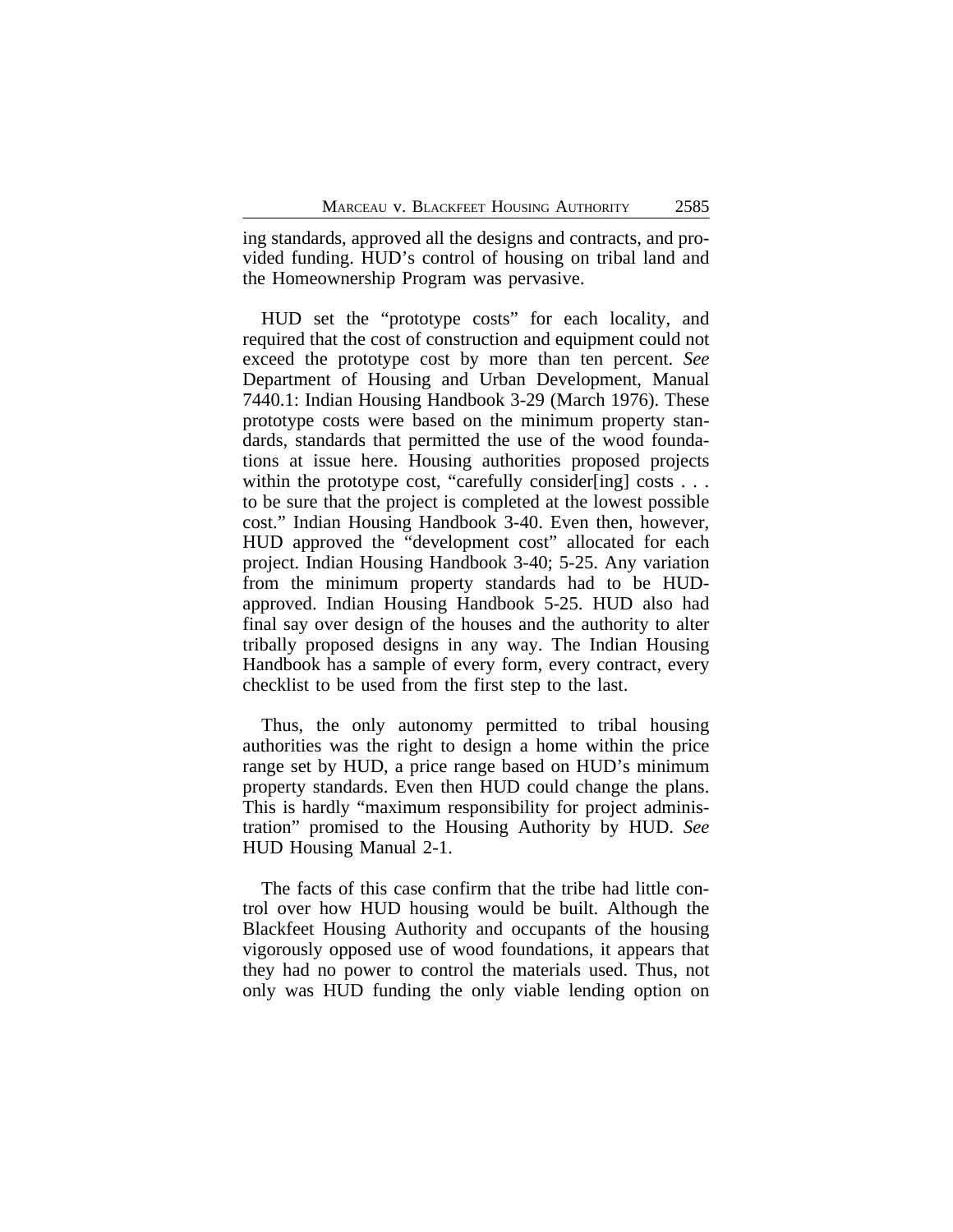ing standards, approved all the designs and contracts, and provided funding. HUD's control of housing on tribal land and the Homeownership Program was pervasive.

HUD set the "prototype costs" for each locality, and required that the cost of construction and equipment could not exceed the prototype cost by more than ten percent. *See* Department of Housing and Urban Development, Manual 7440.1: Indian Housing Handbook 3-29 (March 1976). These prototype costs were based on the minimum property standards, standards that permitted the use of the wood foundations at issue here. Housing authorities proposed projects within the prototype cost, "carefully consider[ing] costs . . . to be sure that the project is completed at the lowest possible cost." Indian Housing Handbook 3-40. Even then, however, HUD approved the "development cost" allocated for each project. Indian Housing Handbook 3-40; 5-25. Any variation from the minimum property standards had to be HUD-approved. Indian Housing Handbook 5-25. HUD also had final say over design of the houses and the authority to alter tribally proposed designs in any way. The Indian Housing Handbook has a sample of every form, every contract, every checklist to be used from the first step to the last.

Thus, the only autonomy permitted to tribal housing authorities was the right to design a home within the price range set by HUD, a price range based on HUD's minimum property standards. Even then HUD could change the plans. This is hardly "maximum responsibility for project administration" promised to the Housing Authority by HUD. *See* HUD Housing Manual 2-1.

The facts of this case confirm that the tribe had little control over how HUD housing would be built. Although the Blackfeet Housing Authority and occupants of the housing vigorously opposed use of wood foundations, it appears that they had no power to control the materials used. Thus, not only was HUD funding the only viable lending option on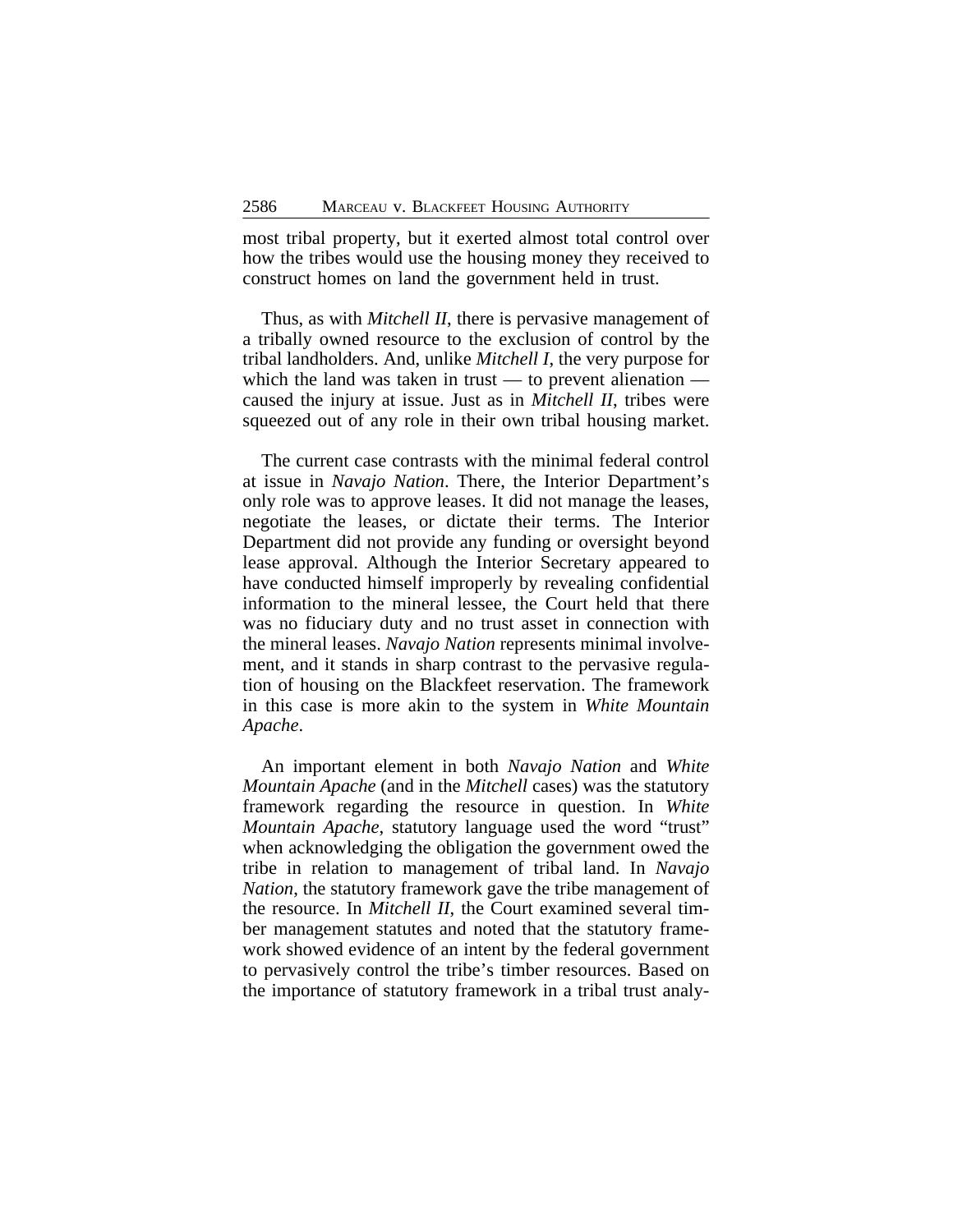most tribal property, but it exerted almost total control over how the tribes would use the housing money they received to construct homes on land the government held in trust.

Thus, as with *Mitchell II*, there is pervasive management of a tribally owned resource to the exclusion of control by the tribal landholders. And, unlike *Mitchell I*, the very purpose for which the land was taken in trust — to prevent alienation — caused the injury at issue. Just as in *Mitchell II*, tribes were squeezed out of any role in their own tribal housing market.

The current case contrasts with the minimal federal control at issue in *Navajo Nation*. There, the Interior Department's only role was to approve leases. It did not manage the leases, negotiate the leases, or dictate their terms. The Interior Department did not provide any funding or oversight beyond lease approval. Although the Interior Secretary appeared to have conducted himself improperly by revealing confidential information to the mineral lessee, the Court held that there was no fiduciary duty and no trust asset in connection with the mineral leases. *Navajo Nation* represents minimal involvement, and it stands in sharp contrast to the pervasive regulation of housing on the Blackfeet reservation. The framework in this case is more akin to the system in *White Mountain Apache*.

An important element in both *Navajo Nation* and *White Mountain Apache* (and in the *Mitchell* cases) was the statutory framework regarding the resource in question. In *White Mountain Apache*, statutory language used the word "trust" when acknowledging the obligation the government owed the tribe in relation to management of tribal land. In *Navajo Nation*, the statutory framework gave the tribe management of the resource. In *Mitchell II*, the Court examined several timber management statutes and noted that the statutory framework showed evidence of an intent by the federal government to pervasively control the tribe's timber resources. Based on the importance of statutory framework in a tribal trust analy-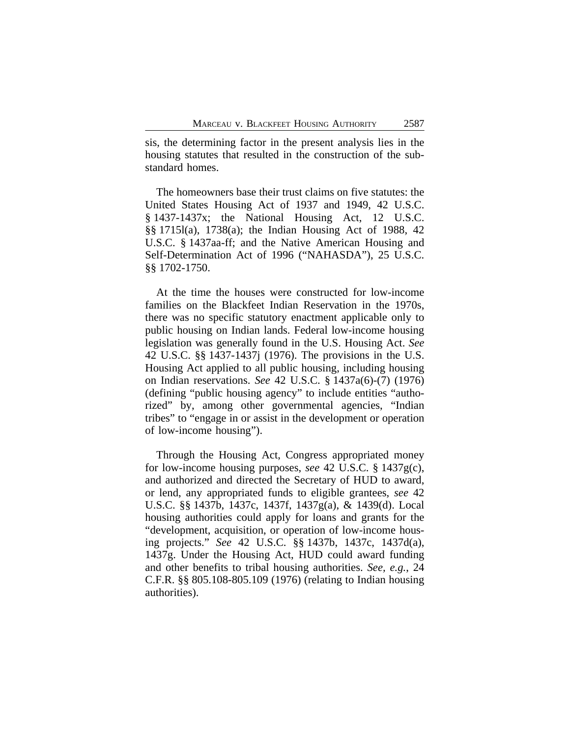sis, the determining factor in the present analysis lies in the housing statutes that resulted in the construction of the substandard homes.

The homeowners base their trust claims on five statutes: the United States Housing Act of 1937 and 1949, 42 U.S.C. § 1437-1437x; the National Housing Act, 12 U.S.C. §§ 1715l(a), 1738(a); the Indian Housing Act of 1988, 42 U.S.C. § 1437aa-ff; and the Native American Housing and Self-Determination Act of 1996 ("NAHASDA"), 25 U.S.C. §§ 1702-1750.

At the time the houses were constructed for low-income families on the Blackfeet Indian Reservation in the 1970s, there was no specific statutory enactment applicable only to public housing on Indian lands. Federal low-income housing legislation was generally found in the U.S. Housing Act. *See* 42 U.S.C. §§ 1437-1437j (1976). The provisions in the U.S. Housing Act applied to all public housing, including housing on Indian reservations. *See* 42 U.S.C. § 1437a(6)-(7) (1976) (defining "public housing agency" to include entities "authorized" by, among other governmental agencies, "Indian tribes" to "engage in or assist in the development or operation of low-income housing").

Through the Housing Act, Congress appropriated money for low-income housing purposes, *see* 42 U.S.C. § 1437g(c), and authorized and directed the Secretary of HUD to award, or lend, any appropriated funds to eligible grantees, *see* 42 U.S.C. §§ 1437b, 1437c, 1437f, 1437g(a), & 1439(d). Local housing authorities could apply for loans and grants for the "development, acquisition, or operation of low-income housing projects." *See* 42 U.S.C. §§ 1437b, 1437c, 1437d(a), 1437g. Under the Housing Act, HUD could award funding and other benefits to tribal housing authorities. *See, e.g.*, 24 C.F.R. §§ 805.108-805.109 (1976) (relating to Indian housing authorities).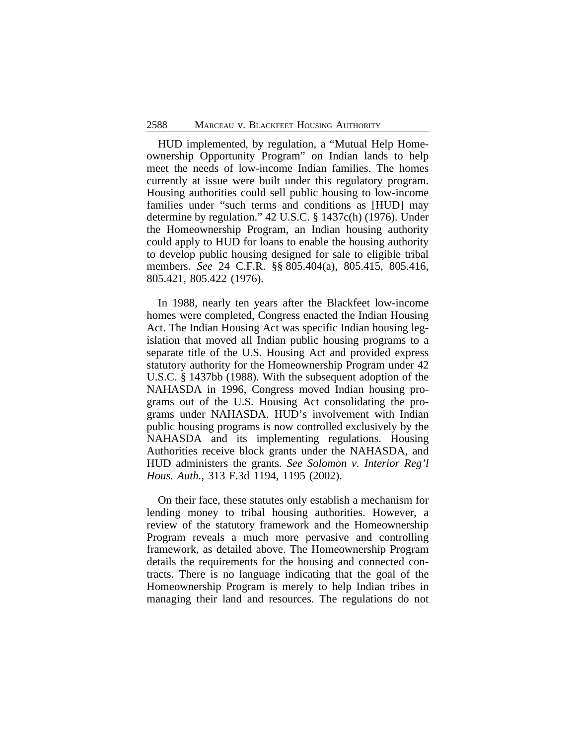HUD implemented, by regulation, a "Mutual Help Homeownership Opportunity Program" on Indian lands to help meet the needs of low-income Indian families. The homes currently at issue were built under this regulatory program. Housing authorities could sell public housing to low-income families under "such terms and conditions as [HUD] may determine by regulation." 42 U.S.C. § 1437c(h) (1976). Under the Homeownership Program, an Indian housing authority could apply to HUD for loans to enable the housing authority to develop public housing designed for sale to eligible tribal members. *See* 24 C.F.R. §§ 805.404(a), 805.415, 805.416, 805.421, 805.422 (1976).

In 1988, nearly ten years after the Blackfeet low-income homes were completed, Congress enacted the Indian Housing Act. The Indian Housing Act was specific Indian housing legislation that moved all Indian public housing programs to a separate title of the U.S. Housing Act and provided express statutory authority for the Homeownership Program under 42 U.S.C. § 1437bb (1988). With the subsequent adoption of the NAHASDA in 1996, Congress moved Indian housing programs out of the U.S. Housing Act consolidating the programs under NAHASDA. HUD's involvement with Indian public housing programs is now controlled exclusively by the NAHASDA and its implementing regulations. Housing Authorities receive block grants under the NAHASDA, and HUD administers the grants. *See Solomon v. Interior Reg'l Hous. Auth.*, 313 F.3d 1194, 1195 (2002).

On their face, these statutes only establish a mechanism for lending money to tribal housing authorities. However, a review of the statutory framework and the Homeownership Program reveals a much more pervasive and controlling framework, as detailed above. The Homeownership Program details the requirements for the housing and connected contracts. There is no language indicating that the goal of the Homeownership Program is merely to help Indian tribes in managing their land and resources. The regulations do not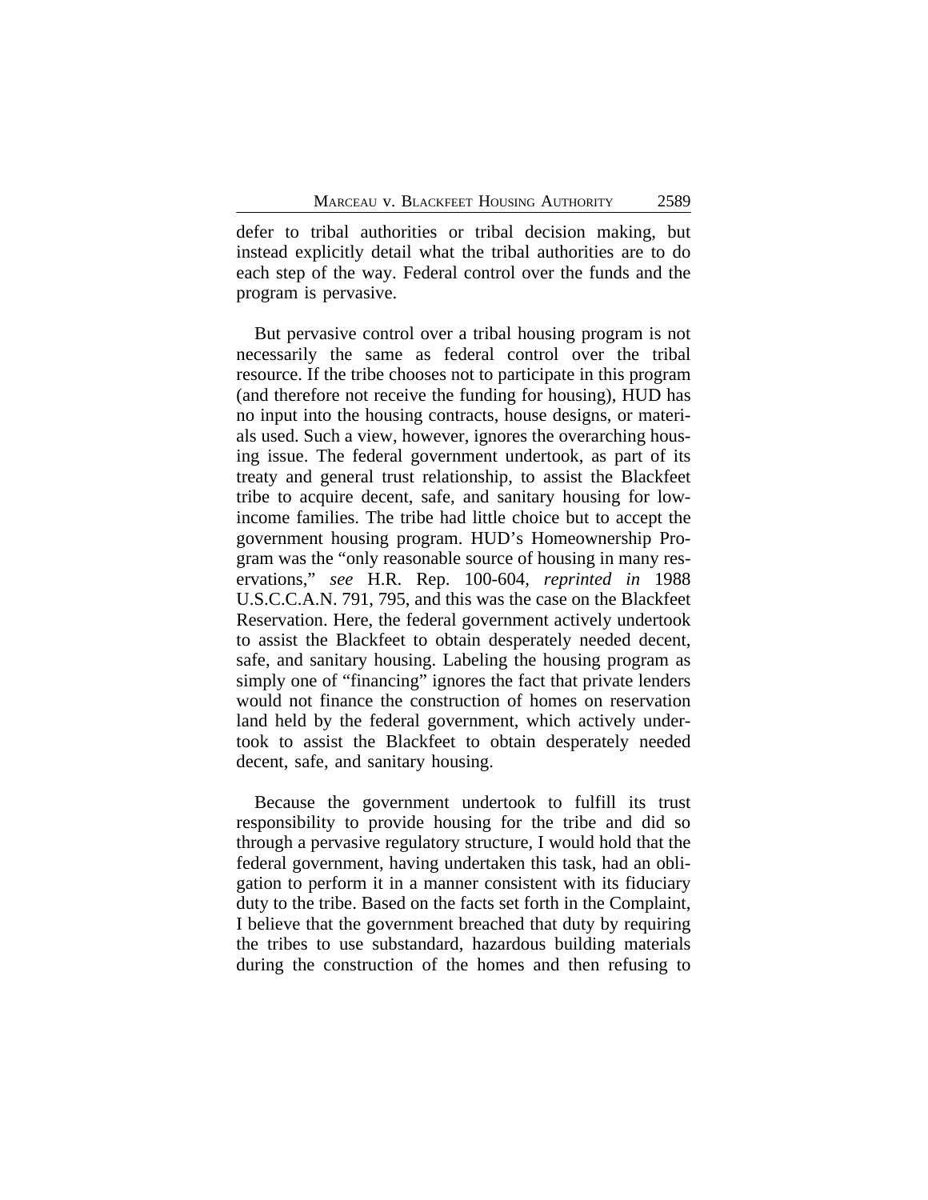defer to tribal authorities or tribal decision making, but instead explicitly detail what the tribal authorities are to do each step of the way. Federal control over the funds and the program is pervasive.

But pervasive control over a tribal housing program is not necessarily the same as federal control over the tribal resource. If the tribe chooses not to participate in this program (and therefore not receive the funding for housing), HUD has no input into the housing contracts, house designs, or materials used. Such a view, however, ignores the overarching housing issue. The federal government undertook, as part of its treaty and general trust relationship, to assist the Blackfeet tribe to acquire decent, safe, and sanitary housing for low-income families. The tribe had little choice but to accept the government housing program. HUD's Homeownership Program was the "only reasonable source of housing in many reservations," *see* H.R. Rep. 100-604, *reprinted in* 1988 U.S.C.C.A.N. 791, 795, and this was the case on the Blackfeet Reservation. Here, the federal government actively undertook to assist the Blackfeet to obtain desperately needed decent, safe, and sanitary housing. Labeling the housing program as simply one of "financing" ignores the fact that private lenders would not finance the construction of homes on reservation land held by the federal government, which actively undertook to assist the Blackfeet to obtain desperately needed decent, safe, and sanitary housing.

Because the government undertook to fulfill its trust responsibility to provide housing for the tribe and did so through a pervasive regulatory structure, I would hold that the federal government, having undertaken this task, had an obligation to perform it in a manner consistent with its fiduciary duty to the tribe. Based on the facts set forth in the Complaint, I believe that the government breached that duty by requiring the tribes to use substandard, hazardous building materials during the construction of the homes and then refusing to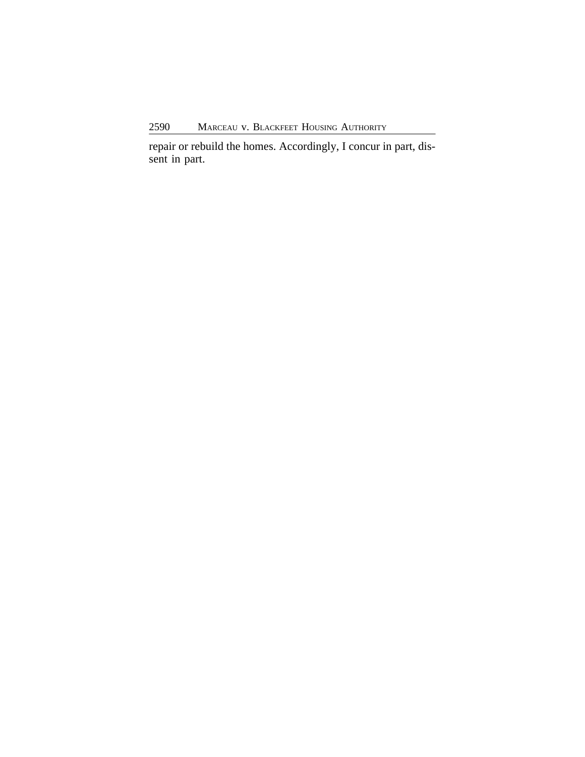repair or rebuild the homes. Accordingly, I concur in part, dissent in part.